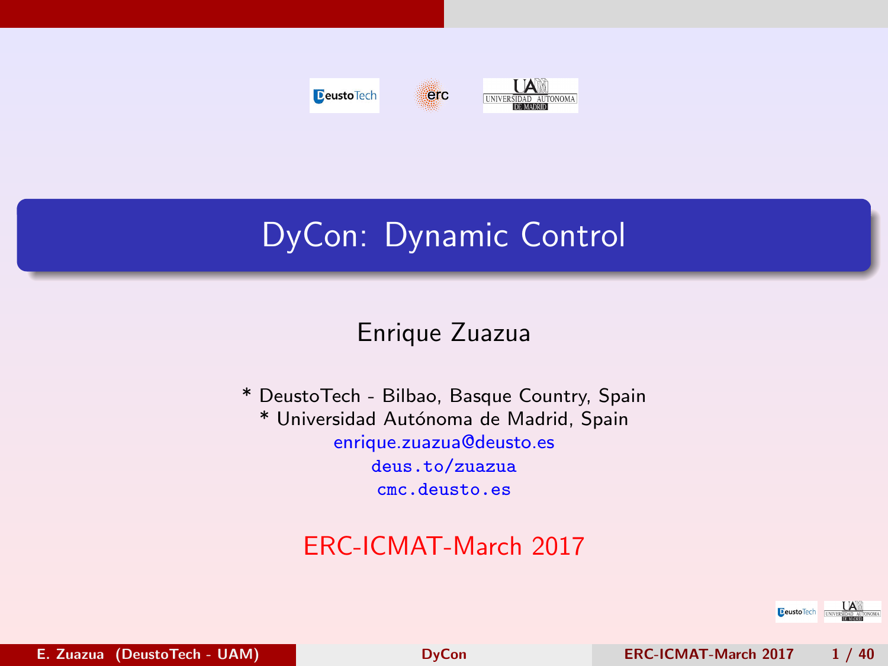# DyCon: Dynamic Control

Enrique Zuazua

\* DeustoTech - Bilbao, Basque Country, Spain
\* Universidad Autónoma de Madrid, Spain
enrique.zuazua@deusto.es
deus.to/zuazua
cmc.deusto.es

ERC-ICMAT-March 2017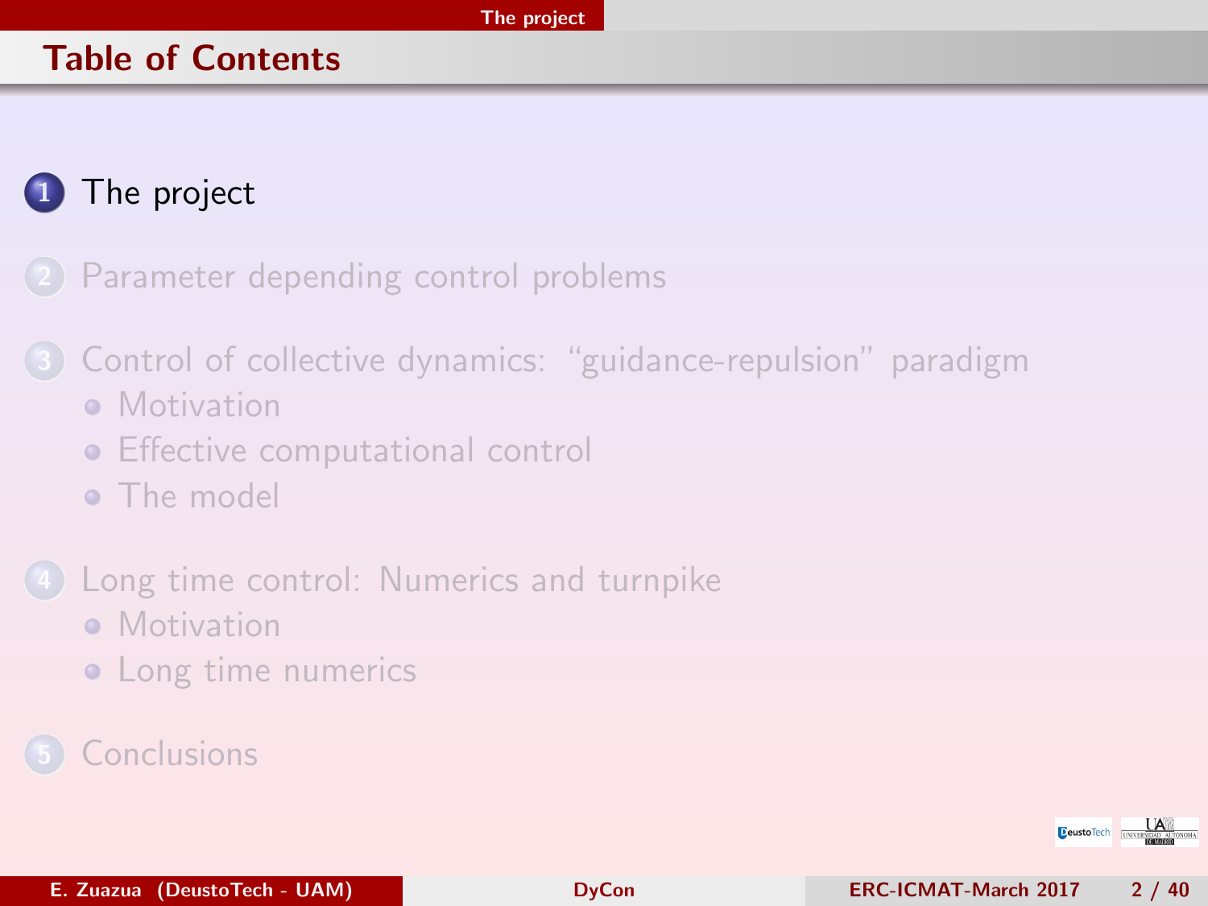## Table of Contents

1. The project
2. Parameter depending control problems
3. Control of collective dynamics: "guidance-repulsion" paradigm
   - Motivation
   - Effective computational control
   - The model
4. Long time control: Numerics and turnpike
   - Motivation
   - Long time numerics
5. Conclusions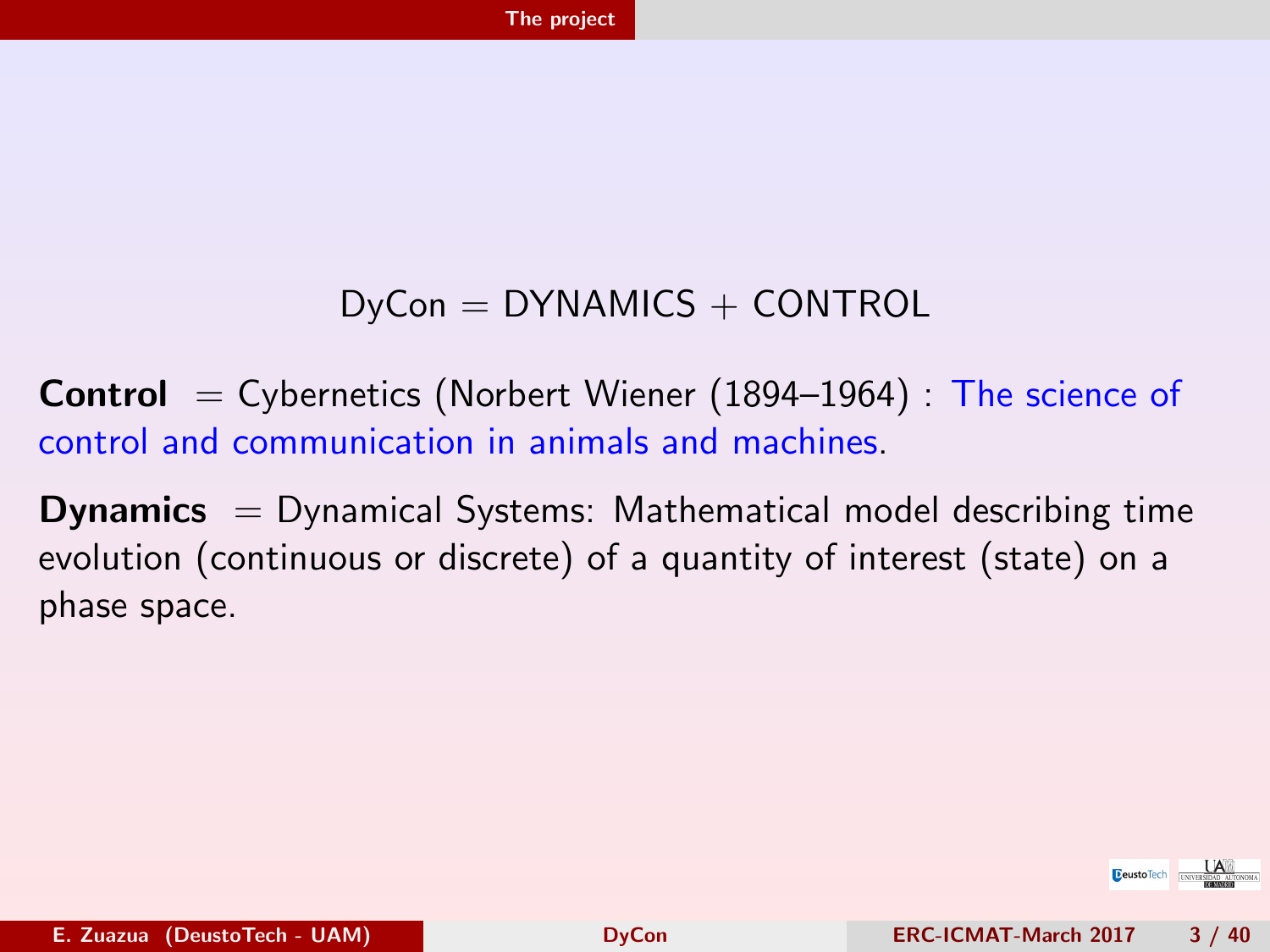DyCon = DYNAMICS + CONTROL

**Control** = Cybernetics (Norbert Wiener (1894–1964) : The science of control and communication in animals and machines.

**Dynamics** = Dynamical Systems: Mathematical model describing time evolution (continuous or discrete) of a quantity of interest (state) on a phase space.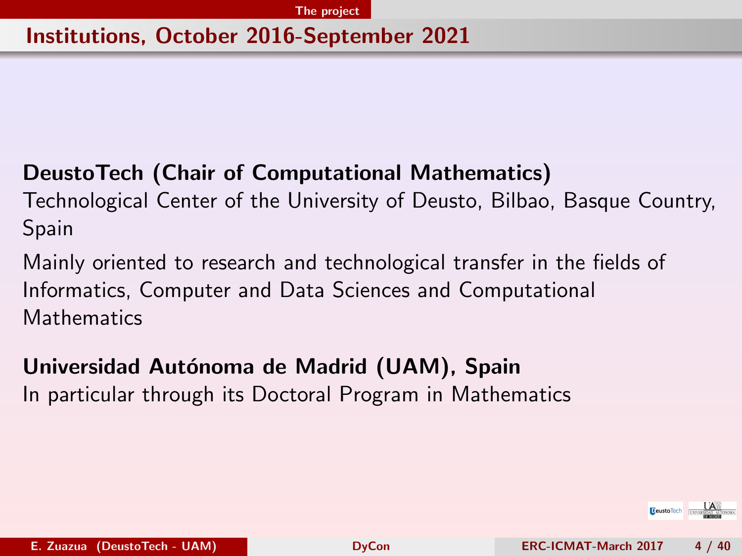## Institutions, October 2016-September 2021

**DeustoTech (Chair of Computational Mathematics)**
Technological Center of the University of Deusto, Bilbao, Basque Country, Spain

Mainly oriented to research and technological transfer in the fields of Informatics, Computer and Data Sciences and Computational Mathematics

**Universidad Autónoma de Madrid (UAM), Spain**
In particular through its Doctoral Program in Mathematics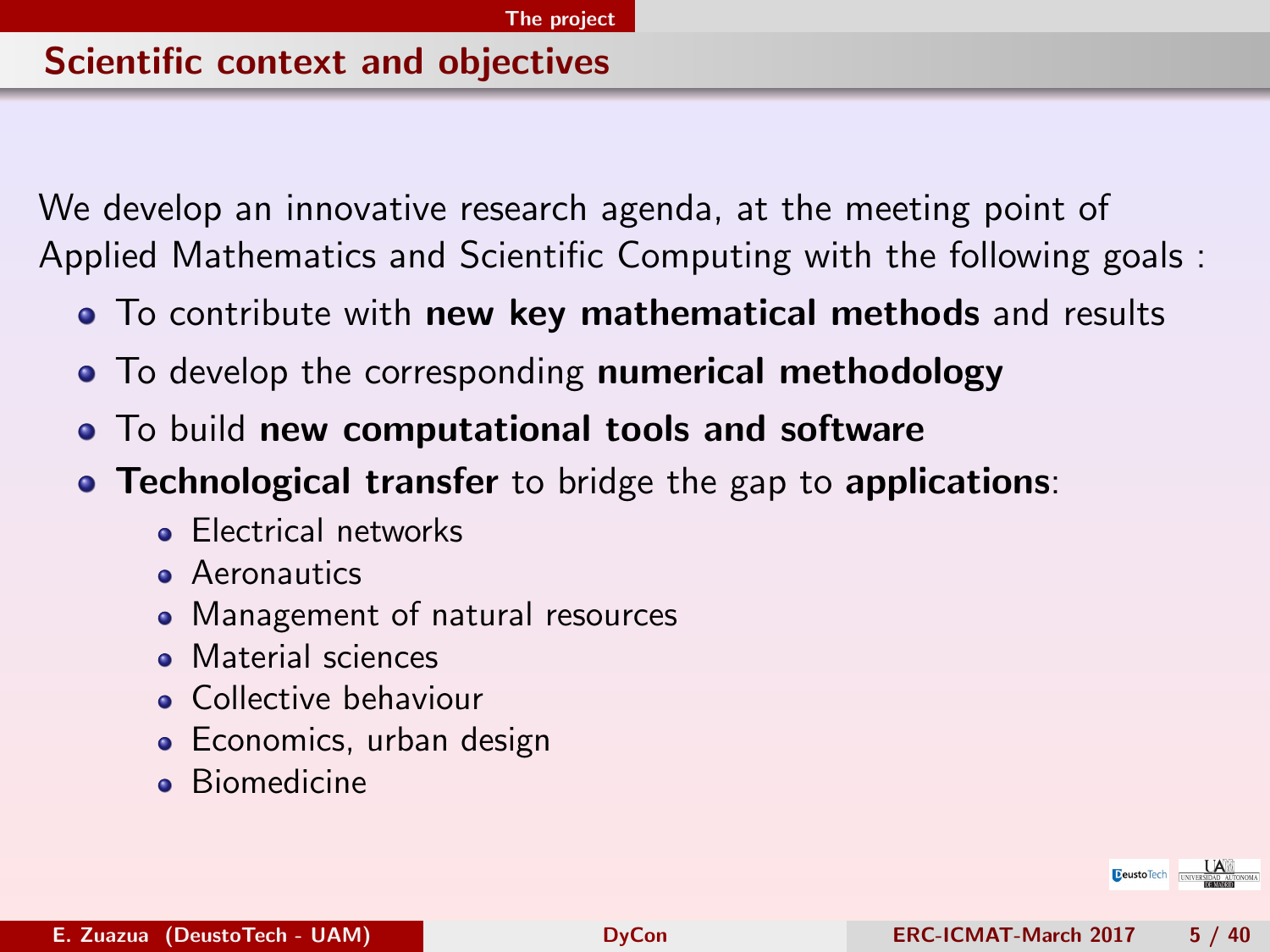## Scientific context and objectives

We develop an innovative research agenda, at the meeting point of Applied Mathematics and Scientific Computing with the following goals :

- To contribute with **new key mathematical methods** and results
- To develop the corresponding **numerical methodology**
- To build **new computational tools and software**
- **Technological transfer** to bridge the gap to **applications**:
  - Electrical networks
  - Aeronautics
  - Management of natural resources
  - Material sciences
  - Collective behaviour
  - Economics, urban design
  - Biomedicine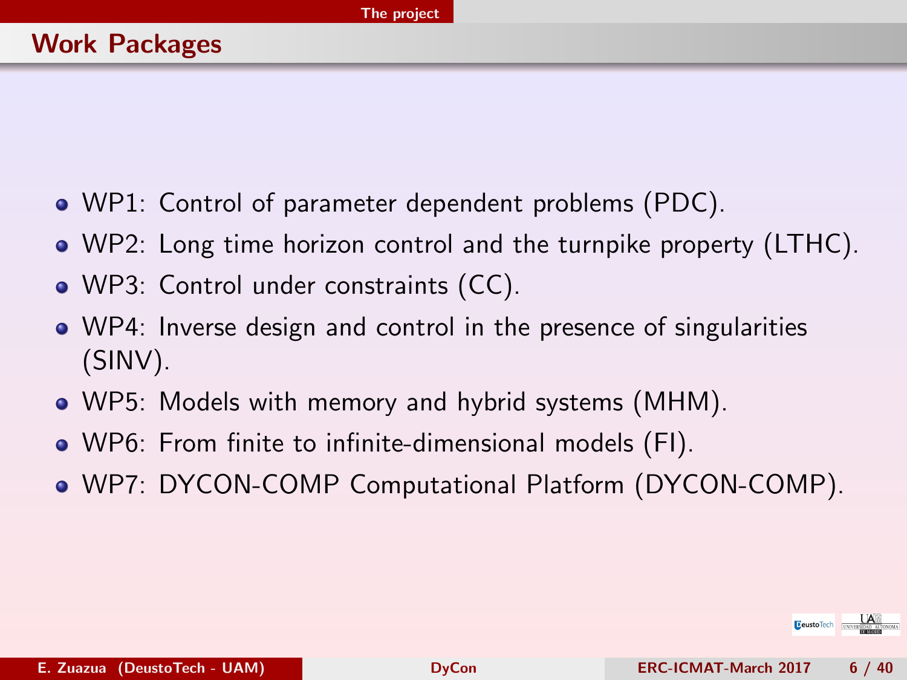## Work Packages

- WP1: Control of parameter dependent problems (PDC).
- WP2: Long time horizon control and the turnpike property (LTHC).
- WP3: Control under constraints (CC).
- WP4: Inverse design and control in the presence of singularities (SINV).
- WP5: Models with memory and hybrid systems (MHM).
- WP6: From finite to infinite-dimensional models (FI).
- WP7: DYCON-COMP Computational Platform (DYCON-COMP).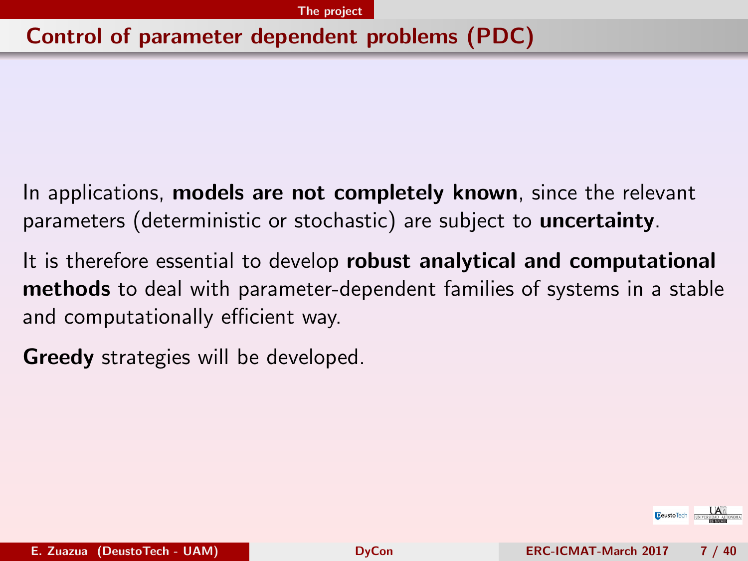## Control of parameter dependent problems (PDC)

In applications, **models are not completely known**, since the relevant parameters (deterministic or stochastic) are subject to **uncertainty**.

It is therefore essential to develop **robust analytical and computational methods** to deal with parameter-dependent families of systems in a stable and computationally efficient way.

**Greedy** strategies will be developed.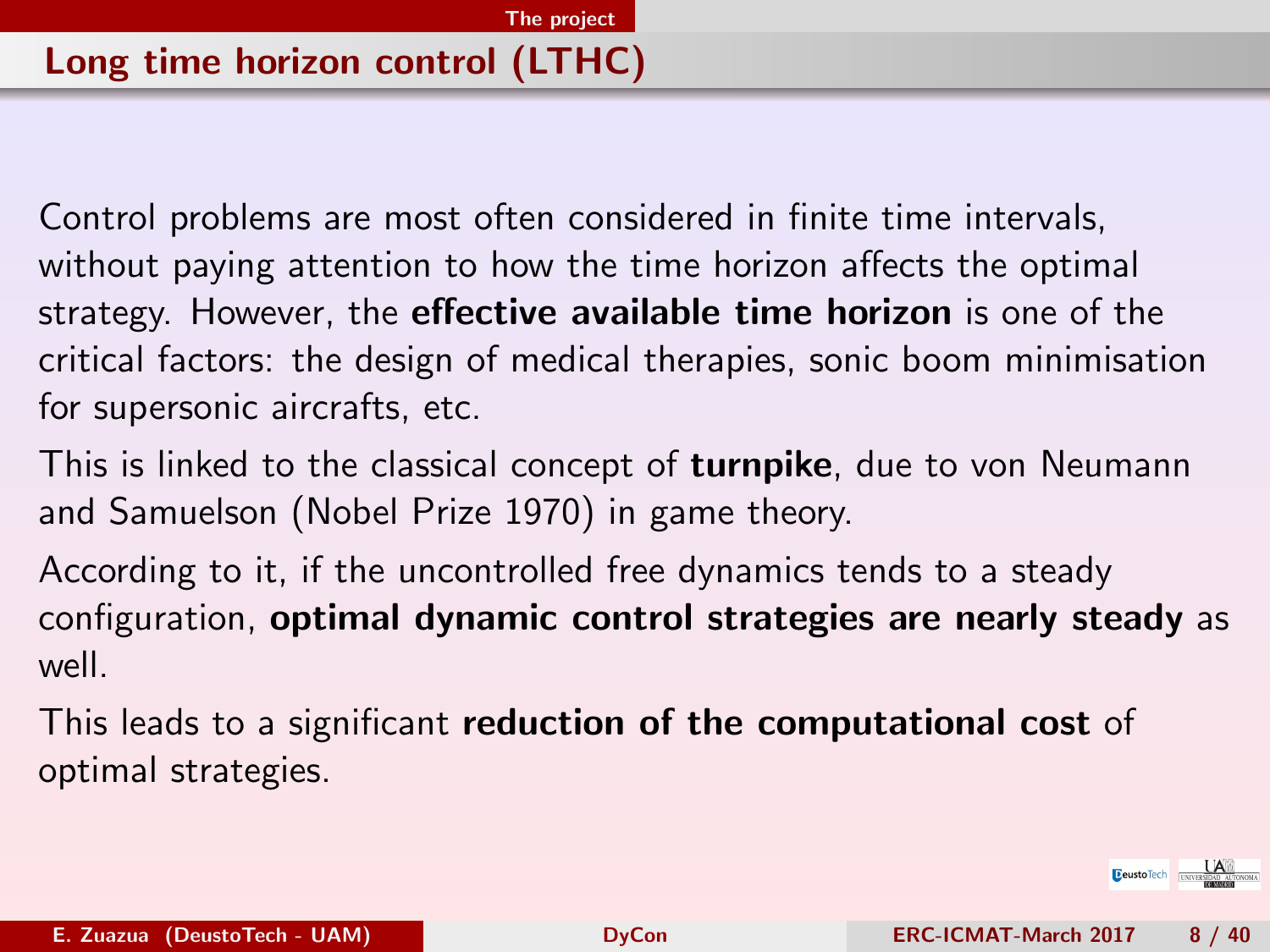## Long time horizon control (LTHC)

Control problems are most often considered in finite time intervals, without paying attention to how the time horizon affects the optimal strategy. However, the **effective available time horizon** is one of the critical factors: the design of medical therapies, sonic boom minimisation for supersonic aircrafts, etc.

This is linked to the classical concept of **turnpike**, due to von Neumann and Samuelson (Nobel Prize 1970) in game theory.

According to it, if the uncontrolled free dynamics tends to a steady configuration, **optimal dynamic control strategies are nearly steady** as well.

This leads to a significant **reduction of the computational cost** of optimal strategies.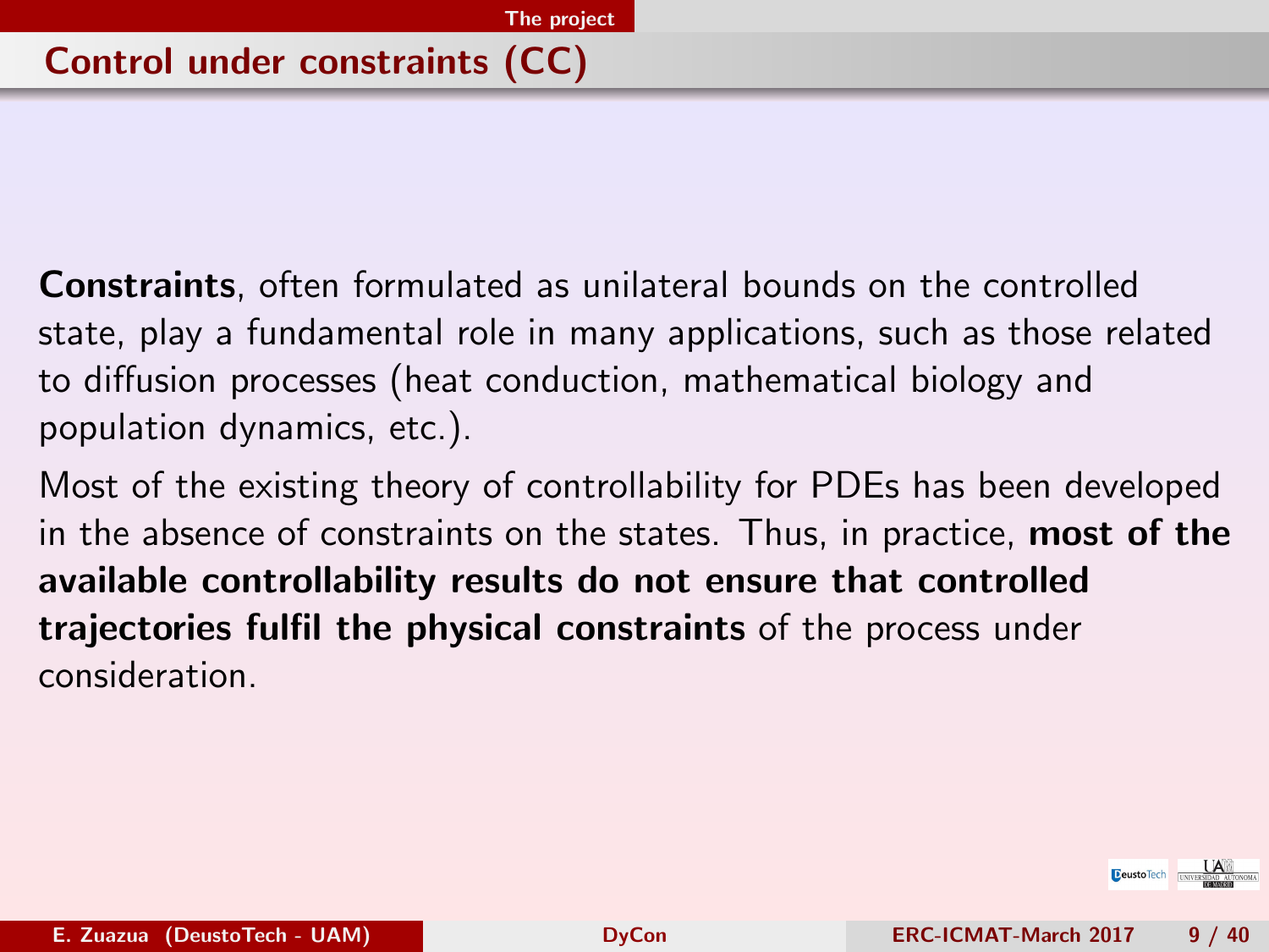## Control under constraints (CC)

**Constraints**, often formulated as unilateral bounds on the controlled state, play a fundamental role in many applications, such as those related to diffusion processes (heat conduction, mathematical biology and population dynamics, etc.).

Most of the existing theory of controllability for PDEs has been developed in the absence of constraints on the states. Thus, in practice, **most of the available controllability results do not ensure that controlled trajectories fulfil the physical constraints** of the process under consideration.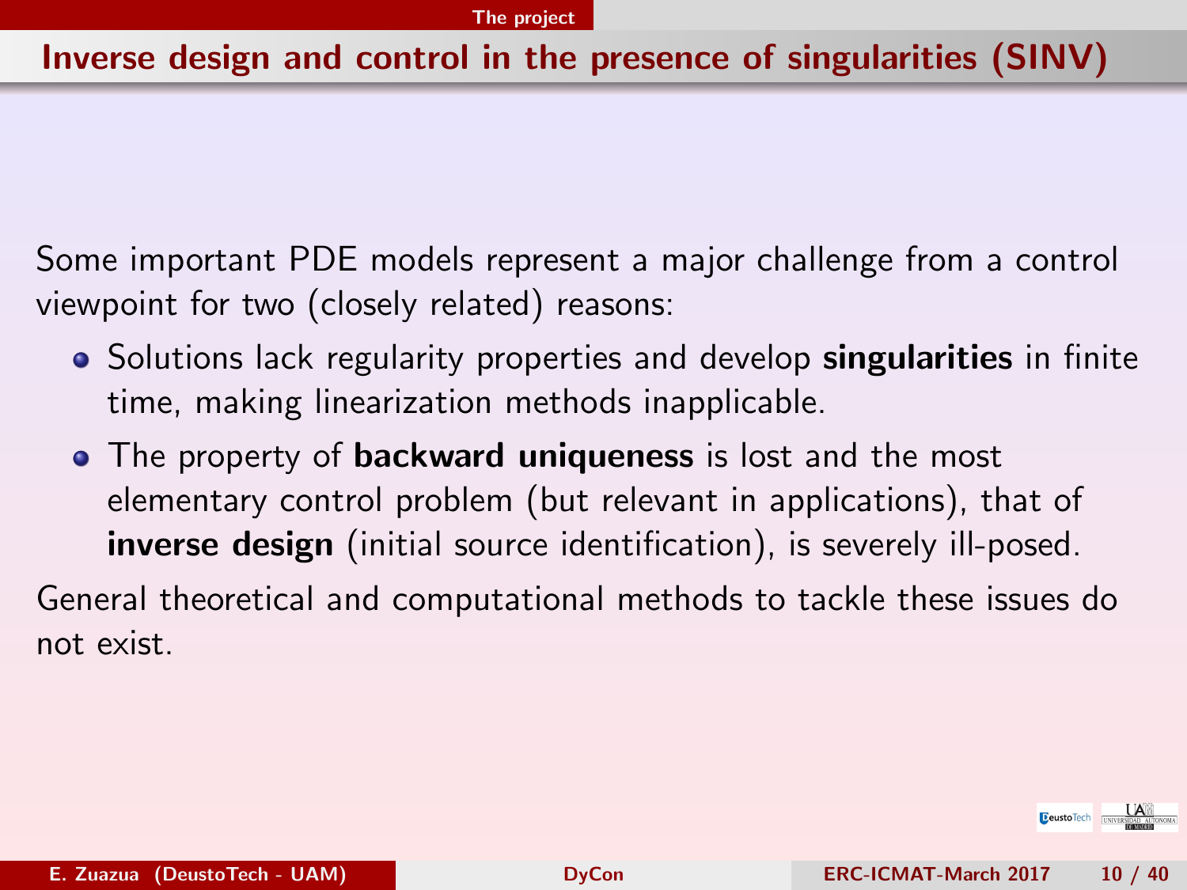## Inverse design and control in the presence of singularities (SINV)

Some important PDE models represent a major challenge from a control viewpoint for two (closely related) reasons:

- Solutions lack regularity properties and develop **singularities** in finite time, making linearization methods inapplicable.
- The property of **backward uniqueness** is lost and the most elementary control problem (but relevant in applications), that of **inverse design** (initial source identification), is severely ill-posed.

General theoretical and computational methods to tackle these issues do not exist.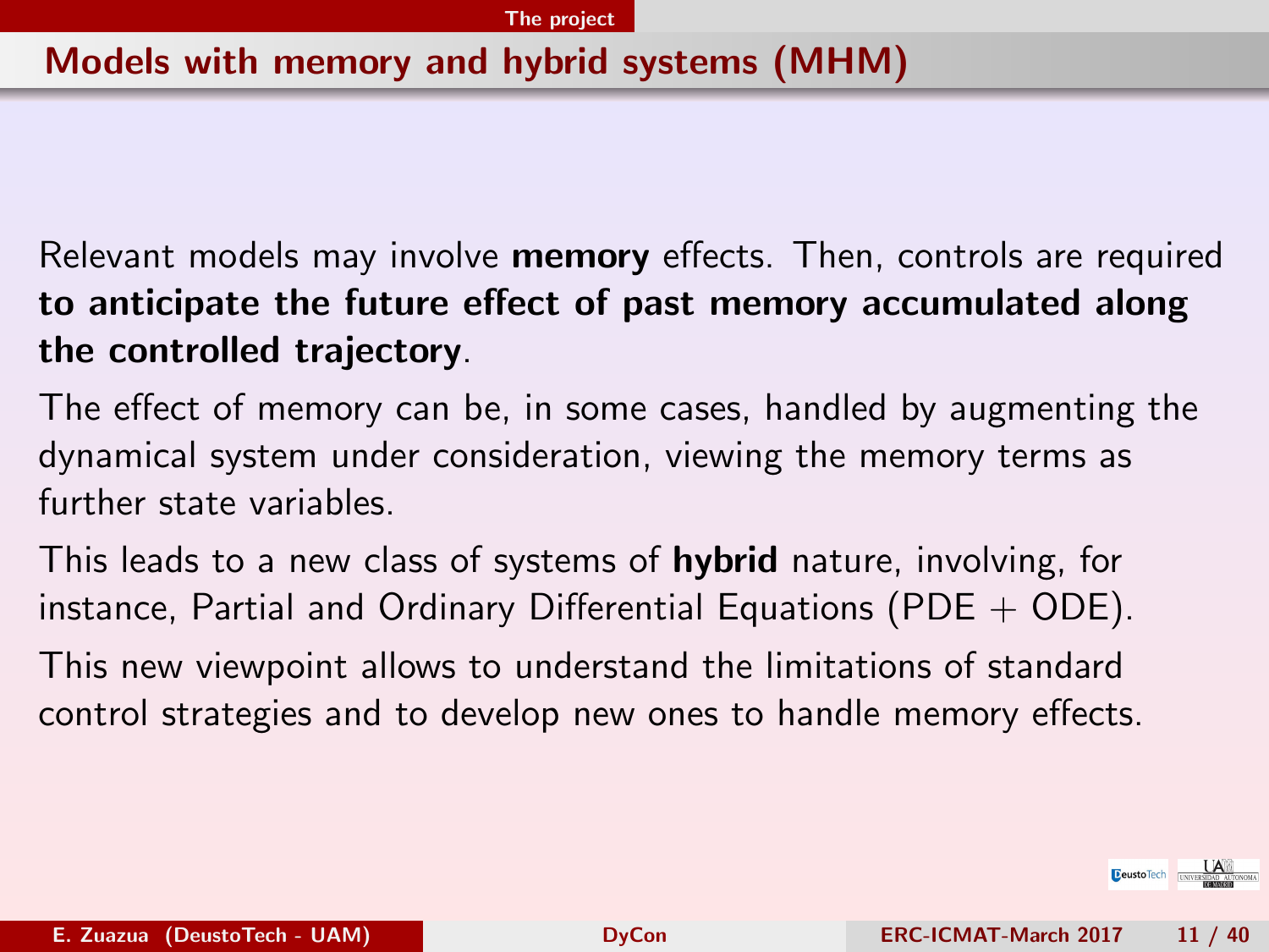## Models with memory and hybrid systems (MHM)

Relevant models may involve **memory** effects. Then, controls are required **to anticipate the future effect of past memory accumulated along the controlled trajectory**.

The effect of memory can be, in some cases, handled by augmenting the dynamical system under consideration, viewing the memory terms as further state variables.

This leads to a new class of systems of **hybrid** nature, involving, for instance, Partial and Ordinary Differential Equations (PDE + ODE).

This new viewpoint allows to understand the limitations of standard control strategies and to develop new ones to handle memory effects.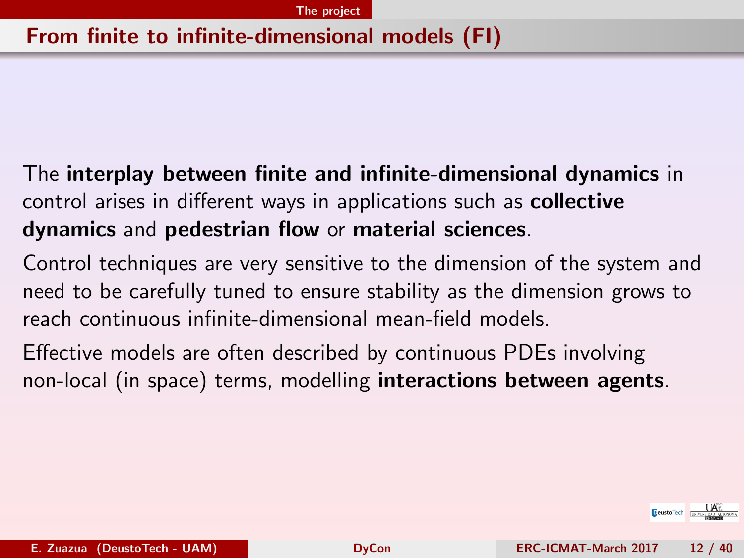## From finite to infinite-dimensional models (FI)

The **interplay between finite and infinite-dimensional dynamics** in control arises in different ways in applications such as **collective dynamics** and **pedestrian flow** or **material sciences**.

Control techniques are very sensitive to the dimension of the system and need to be carefully tuned to ensure stability as the dimension grows to reach continuous infinite-dimensional mean-field models.

Effective models are often described by continuous PDEs involving non-local (in space) terms, modelling **interactions between agents**.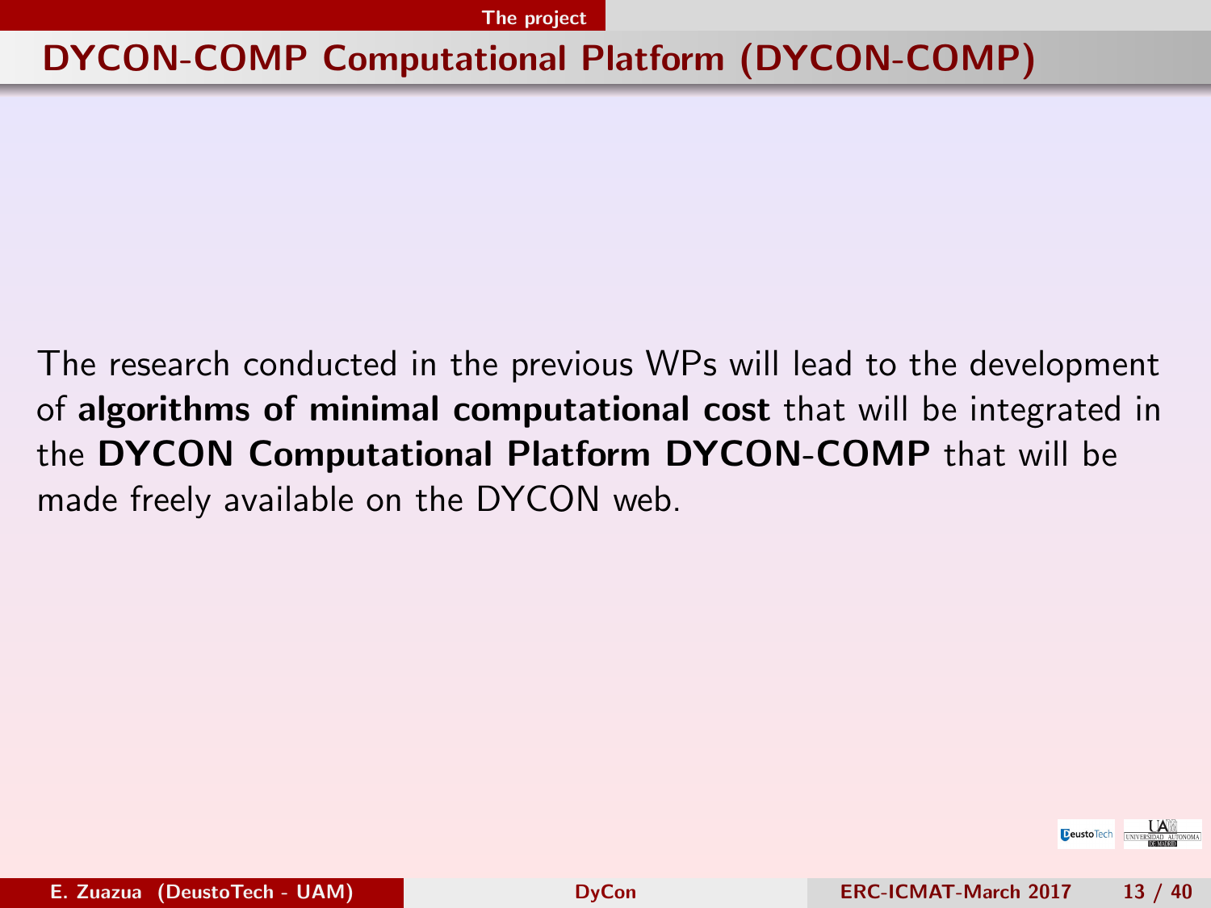## DYCON-COMP Computational Platform (DYCON-COMP)

The research conducted in the previous WPs will lead to the development of **algorithms of minimal computational cost** that will be integrated in the **DYCON Computational Platform DYCON-COMP** that will be made freely available on the DYCON web.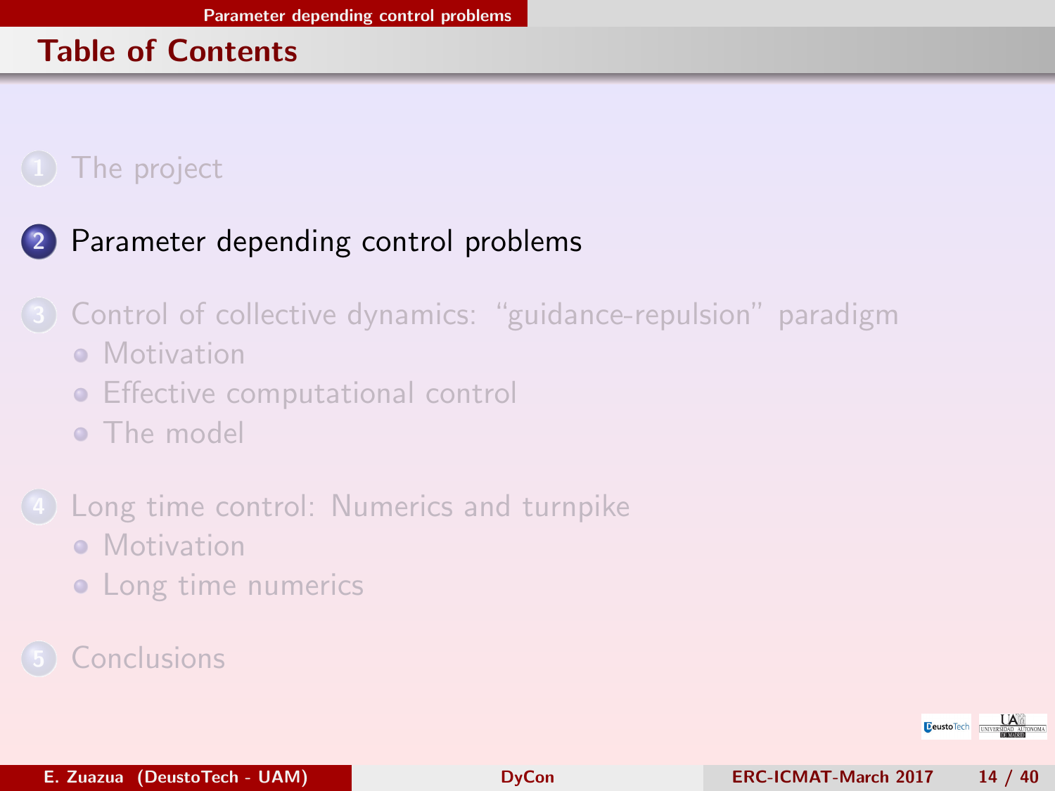## Table of Contents

1. The project
2. **Parameter depending control problems**
3. Control of collective dynamics: "guidance-repulsion" paradigm
   - Motivation
   - Effective computational control
   - The model
4. Long time control: Numerics and turnpike
   - Motivation
   - Long time numerics
5. Conclusions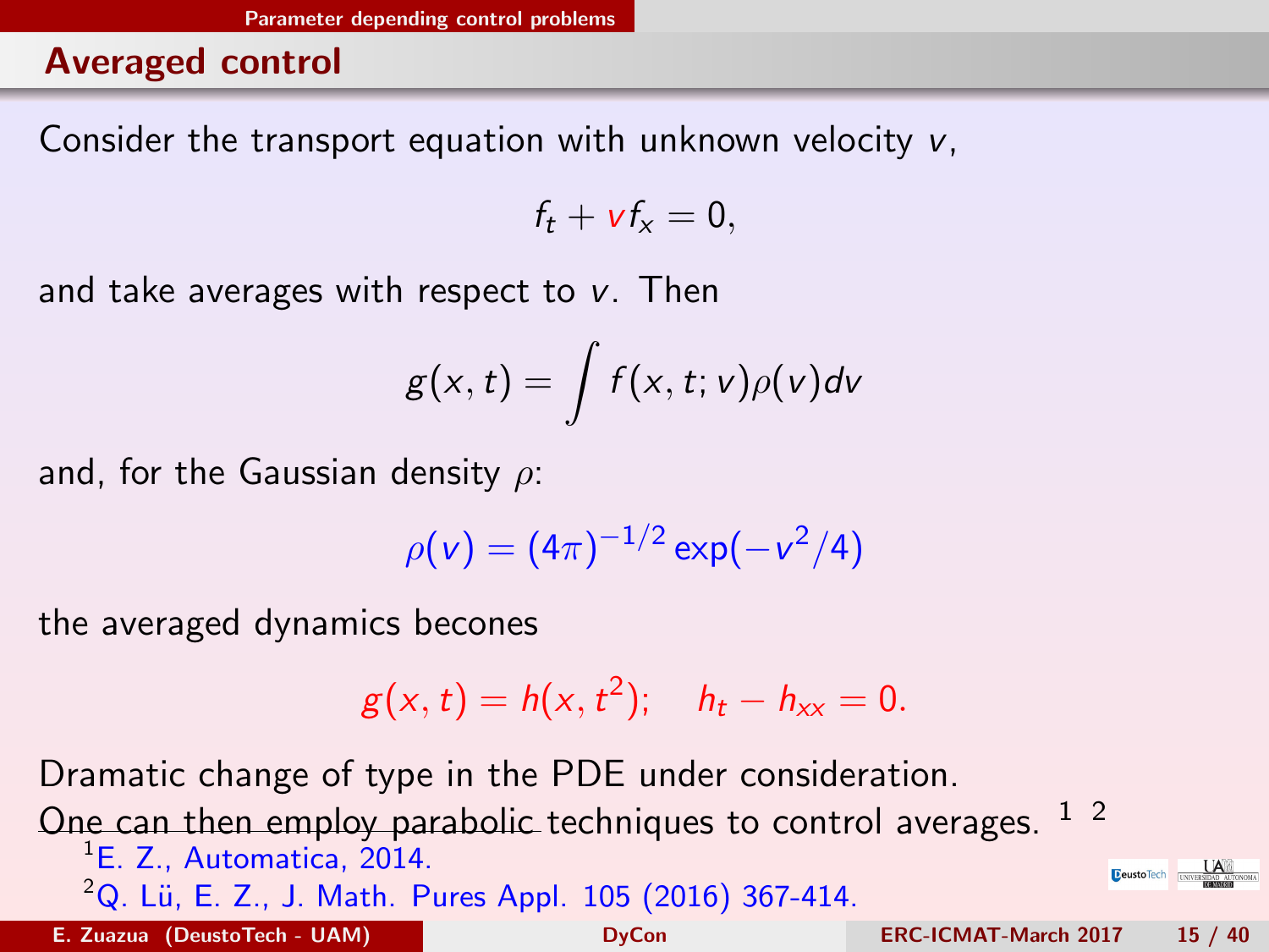## Averaged control

Consider the transport equation with unknown velocity $v$,

$$f_t + v f_x = 0,$$

and take averages with respect to $v$. Then

$$g(x,t) = \int f(x,t;v)\rho(v)dv$$

and, for the Gaussian density $\rho$:

$$\rho(v) = (4\pi)^{-1/2} \exp(-v^2/4)$$

the averaged dynamics becones

$$g(x,t) = h(x,t^2); \quad h_t - h_{xx} = 0.$$

Dramatic change of type in the PDE under consideration.

One can then employ parabolic techniques to control averages. [1] [2]

[1] E. Z., Automatica, 2014.

[2] Q. Lü, E. Z., J. Math. Pures Appl. 105 (2016) 367-414.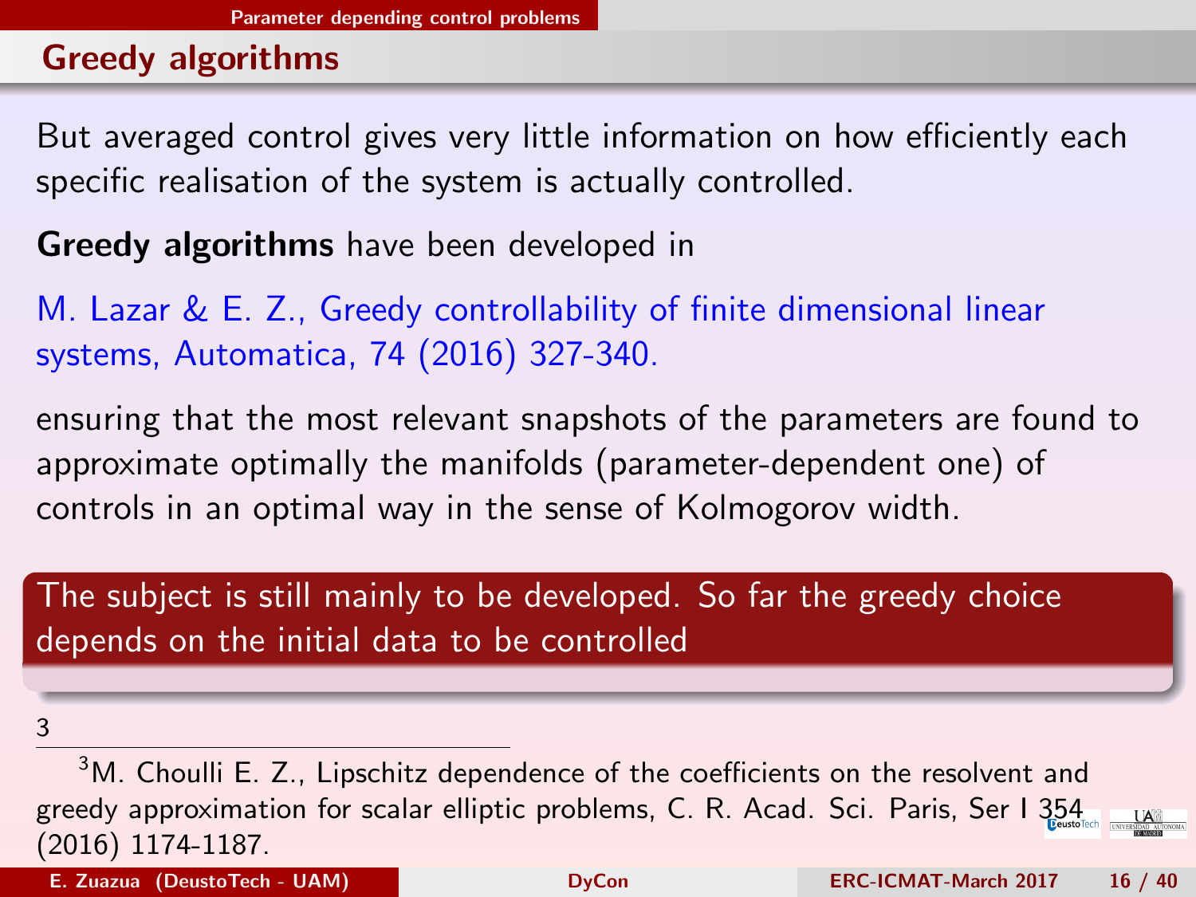## Greedy algorithms

But averaged control gives very little information on how efficiently each specific realisation of the system is actually controlled.

**Greedy algorithms** have been developed in

M. Lazar & E. Z., Greedy controllability of finite dimensional linear systems, Automatica, 74 (2016) 327-340.

ensuring that the most relevant snapshots of the parameters are found to approximate optimally the manifolds (parameter-dependent one) of controls in an optimal way in the sense of Kolmogorov width.

> The subject is still mainly to be developed. So far the greedy choice depends on the initial data to be controlled

[3]

---

[3] M. Choulli E. Z., Lipschitz dependence of the coefficients on the resolvent and greedy approximation for scalar elliptic problems, C. R. Acad. Sci. Paris, Ser I 354 (2016) 1174-1187.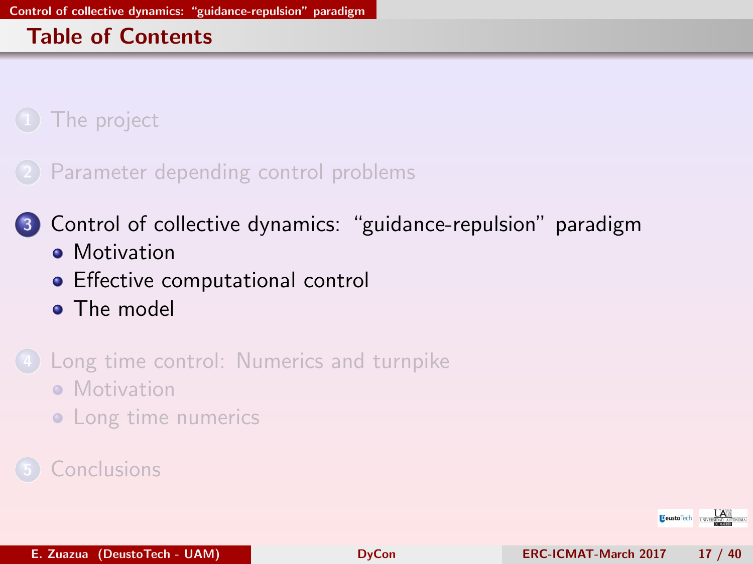## Table of Contents

1. The project
2. Parameter depending control problems
3. Control of collective dynamics: "guidance-repulsion" paradigm
   - Motivation
   - Effective computational control
   - The model
4. Long time control: Numerics and turnpike
   - Motivation
   - Long time numerics
5. Conclusions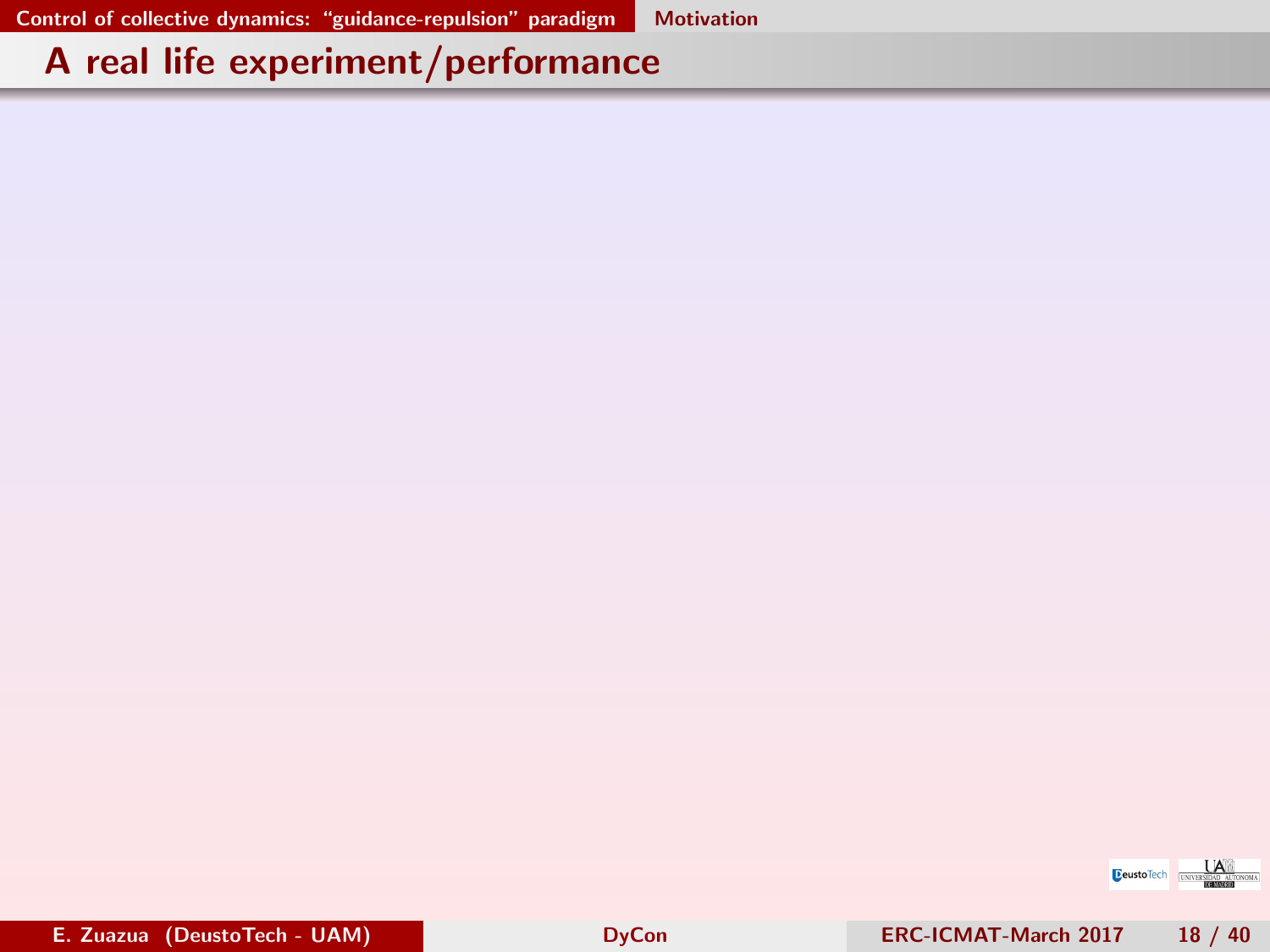## A real life experiment/performance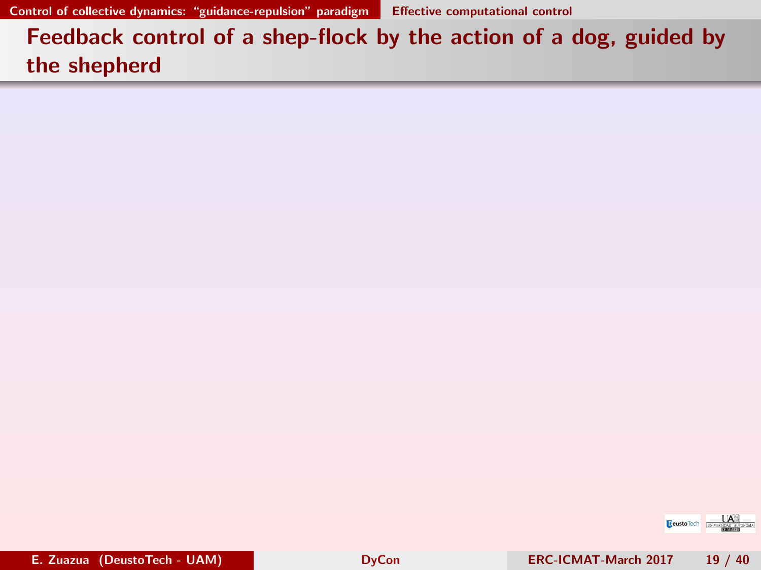# Feedback control of a shep-flock by the action of a dog, guided by the shepherd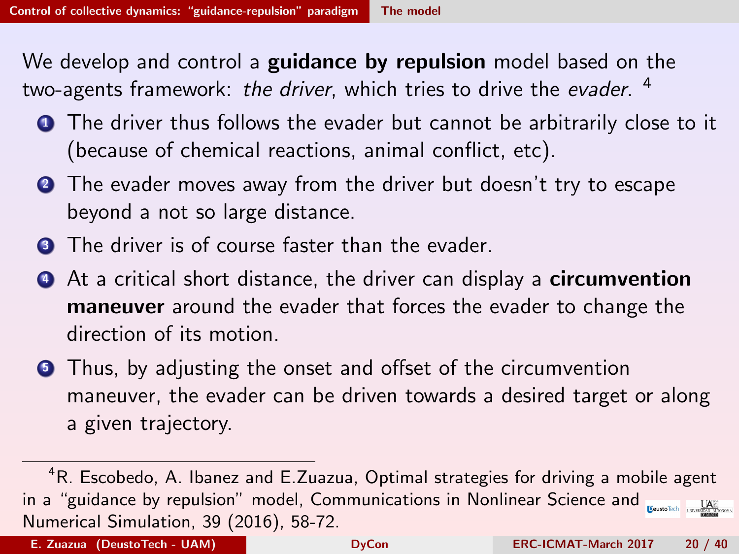We develop and control a **guidance by repulsion** model based on the two-agents framework: *the driver*, which tries to drive the *evader*. [4]

1. The driver thus follows the evader but cannot be arbitrarily close to it (because of chemical reactions, animal conflict, etc).
2. The evader moves away from the driver but doesn't try to escape beyond a not so large distance.
3. The driver is of course faster than the evader.
4. At a critical short distance, the driver can display a **circumvention maneuver** around the evader that forces the evader to change the direction of its motion.
5. Thus, by adjusting the onset and offset of the circumvention maneuver, the evader can be driven towards a desired target or along a given trajectory.

---

[4] R. Escobedo, A. Ibanez and E.Zuazua, Optimal strategies for driving a mobile agent in a "guidance by repulsion" model, Communications in Nonlinear Science and Numerical Simulation, 39 (2016), 58-72.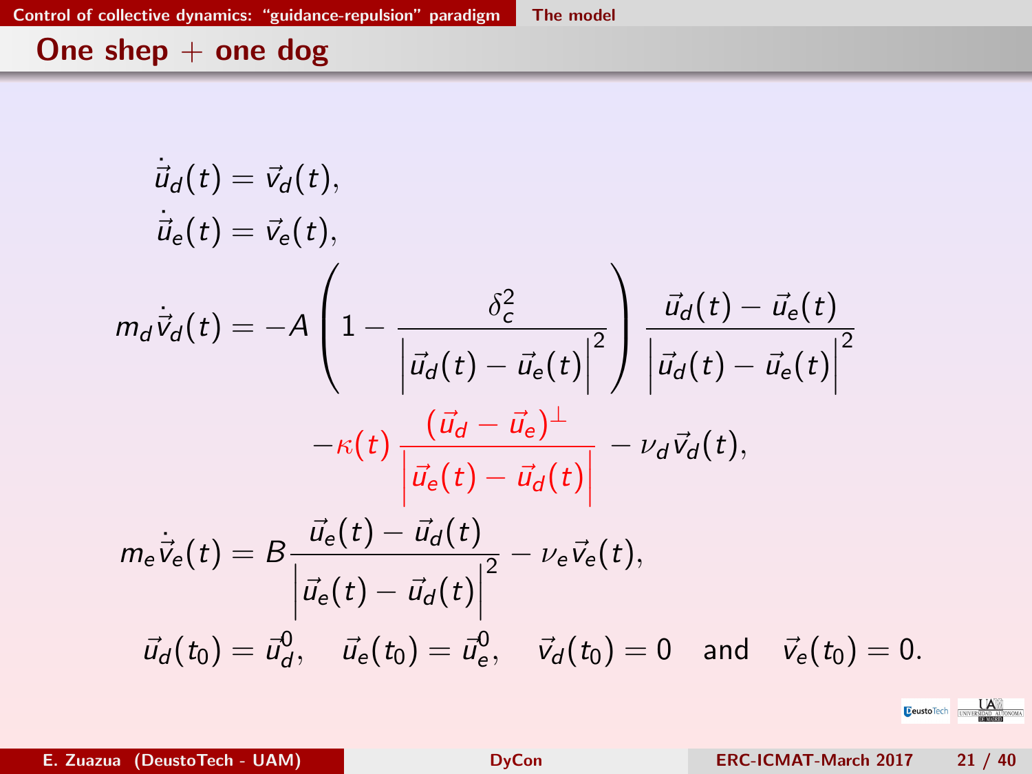## One shep + one dog

$$
\begin{aligned}
\dot{\vec{u}}_d(t) &= \vec{v}_d(t), \\
\dot{\vec{u}}_e(t) &= \vec{v}_e(t), \\
m_d \dot{\vec{v}}_d(t) &= -A \left( 1 - \frac{\delta_c^2}{\left| \vec{u}_d(t) - \vec{u}_e(t) \right|^2} \right) \frac{\vec{u}_d(t) - \vec{u}_e(t)}{\left| \vec{u}_d(t) - \vec{u}_e(t) \right|^2} \\
&\qquad - \kappa(t) \frac{(\vec{u}_d - \vec{u}_e)^{\perp}}{\left| \vec{u}_e(t) - \vec{u}_d(t) \right|} - \nu_d \vec{v}_d(t), \\
m_e \dot{\vec{v}}_e(t) &= B \frac{\vec{u}_e(t) - \vec{u}_d(t)}{\left| \vec{u}_e(t) - \vec{u}_d(t) \right|^2} - \nu_e \vec{v}_e(t), \\
\vec{u}_d(t_0) &= \vec{u}_d^0, \quad \vec{u}_e(t_0) = \vec{u}_e^0, \quad \vec{v}_d(t_0) = 0 \quad \text{and} \quad \vec{v}_e(t_0) = 0.
\end{aligned}
$$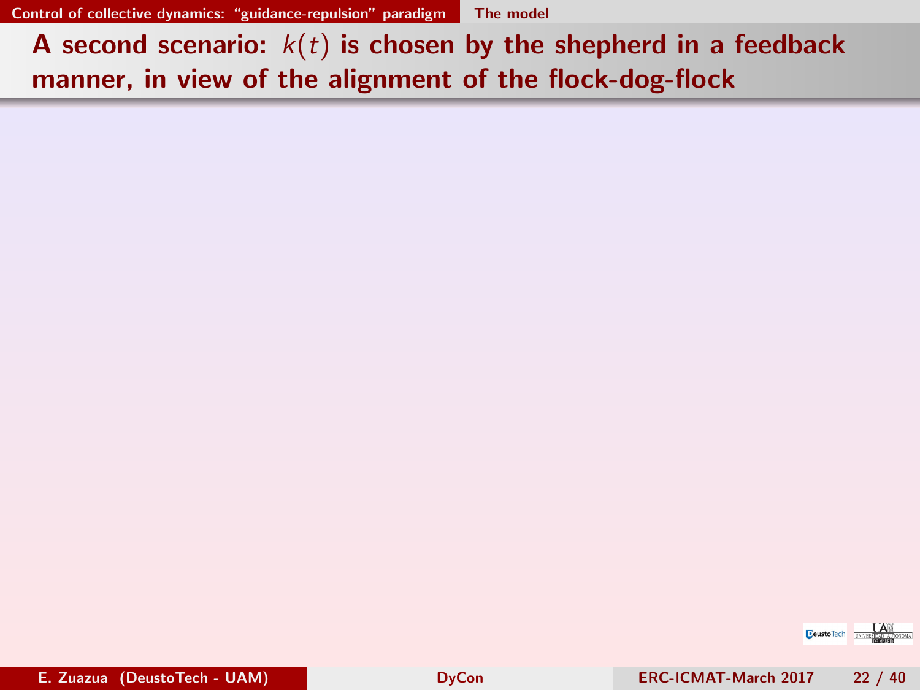## A second scenario: $k(t)$ is chosen by the shepherd in a feedback manner, in view of the alignment of the flock-dog-flock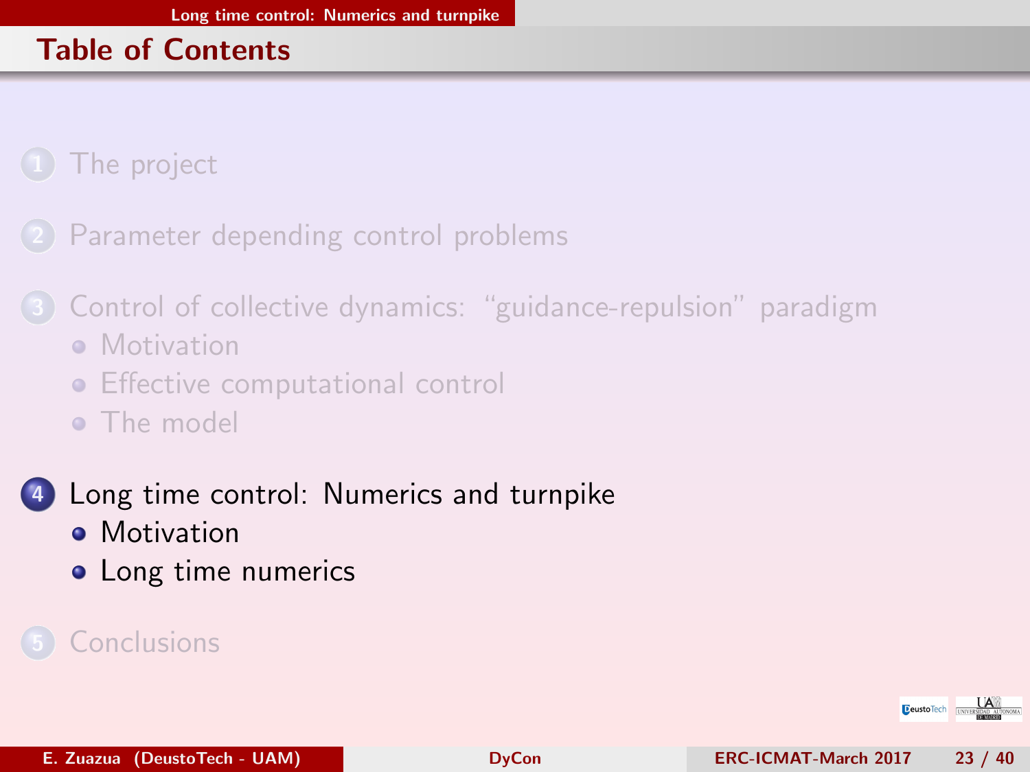## Table of Contents

1. The project
2. Parameter depending control problems
3. Control of collective dynamics: "guidance-repulsion" paradigm
   - Motivation
   - Effective computational control
   - The model
4. Long time control: Numerics and turnpike
   - Motivation
   - Long time numerics
5. Conclusions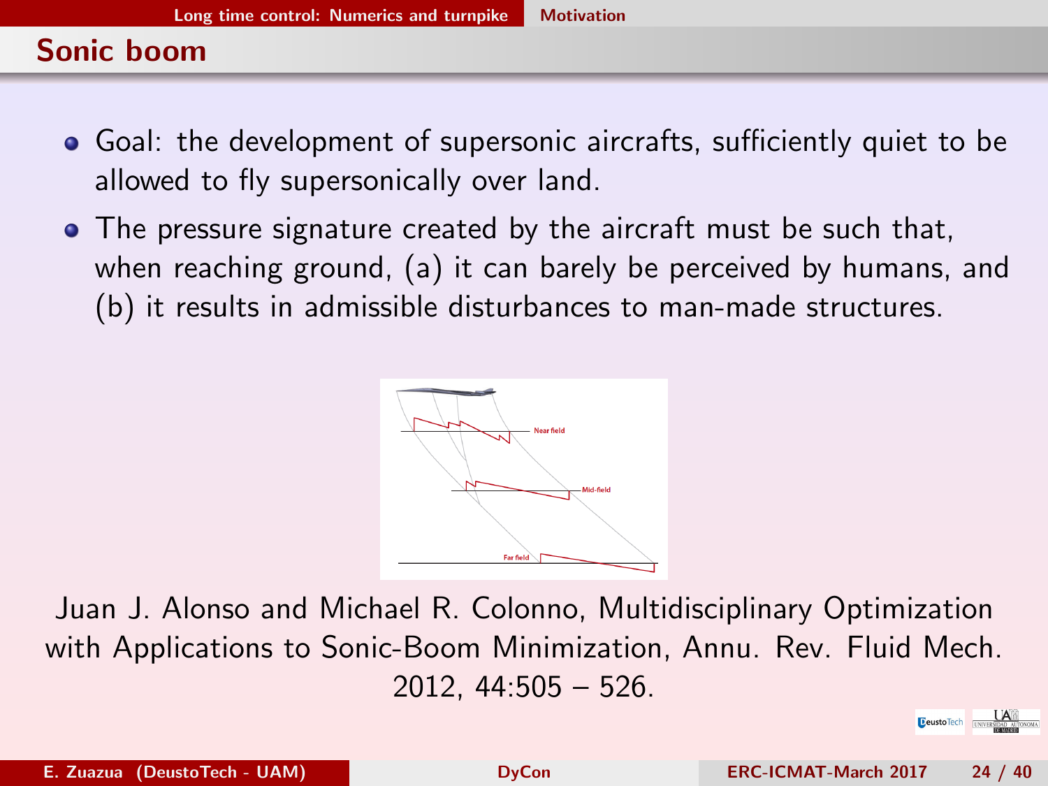## Sonic boom

- Goal: the development of supersonic aircrafts, sufficiently quiet to be allowed to fly supersonically over land.
- The pressure signature created by the aircraft must be such that, when reaching ground, (a) it can barely be perceived by humans, and (b) it results in admissible disturbances to man-made structures.

Juan J. Alonso and Michael R. Colonno, Multidisciplinary Optimization with Applications to Sonic-Boom Minimization, Annu. Rev. Fluid Mech. 2012, 44:505 – 526.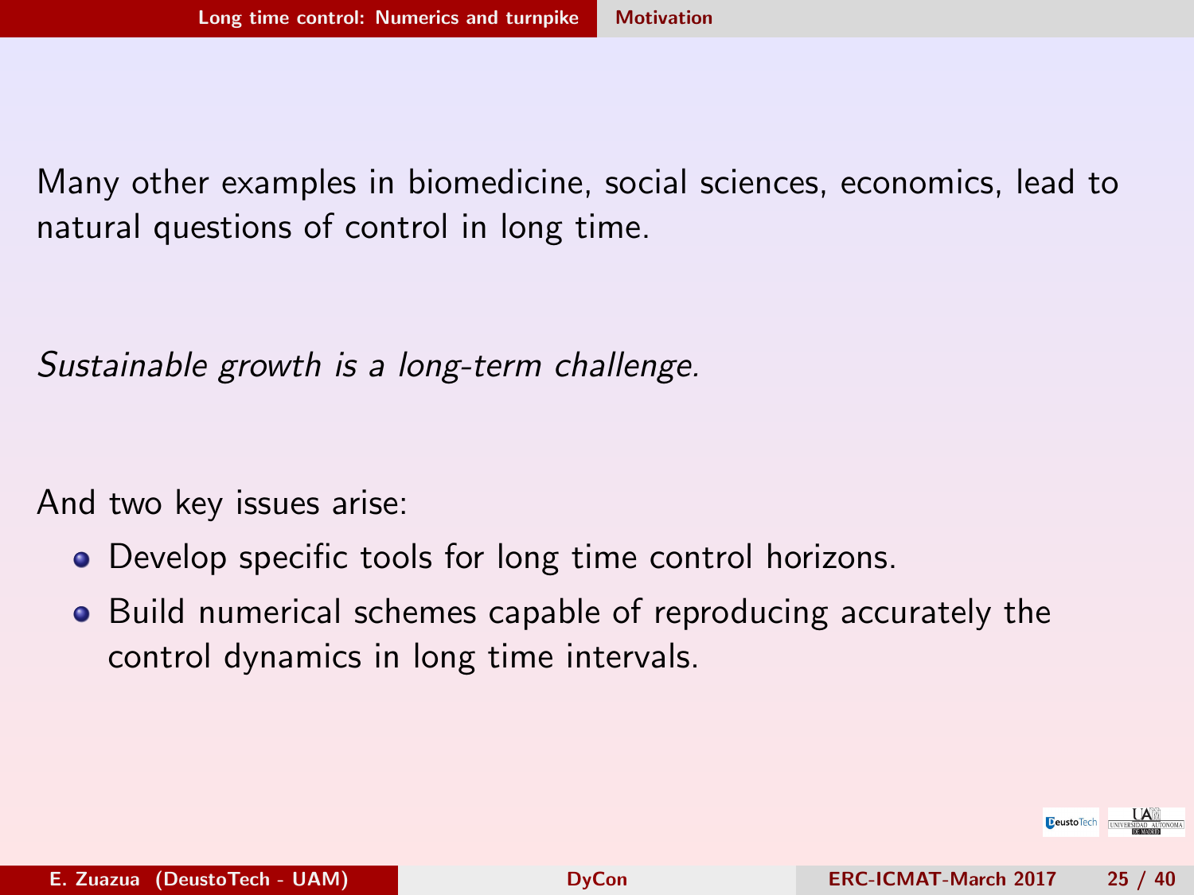Many other examples in biomedicine, social sciences, economics, lead to natural questions of control in long time.

*Sustainable growth is a long-term challenge.*

And two key issues arise:

- Develop specific tools for long time control horizons.
- Build numerical schemes capable of reproducing accurately the control dynamics in long time intervals.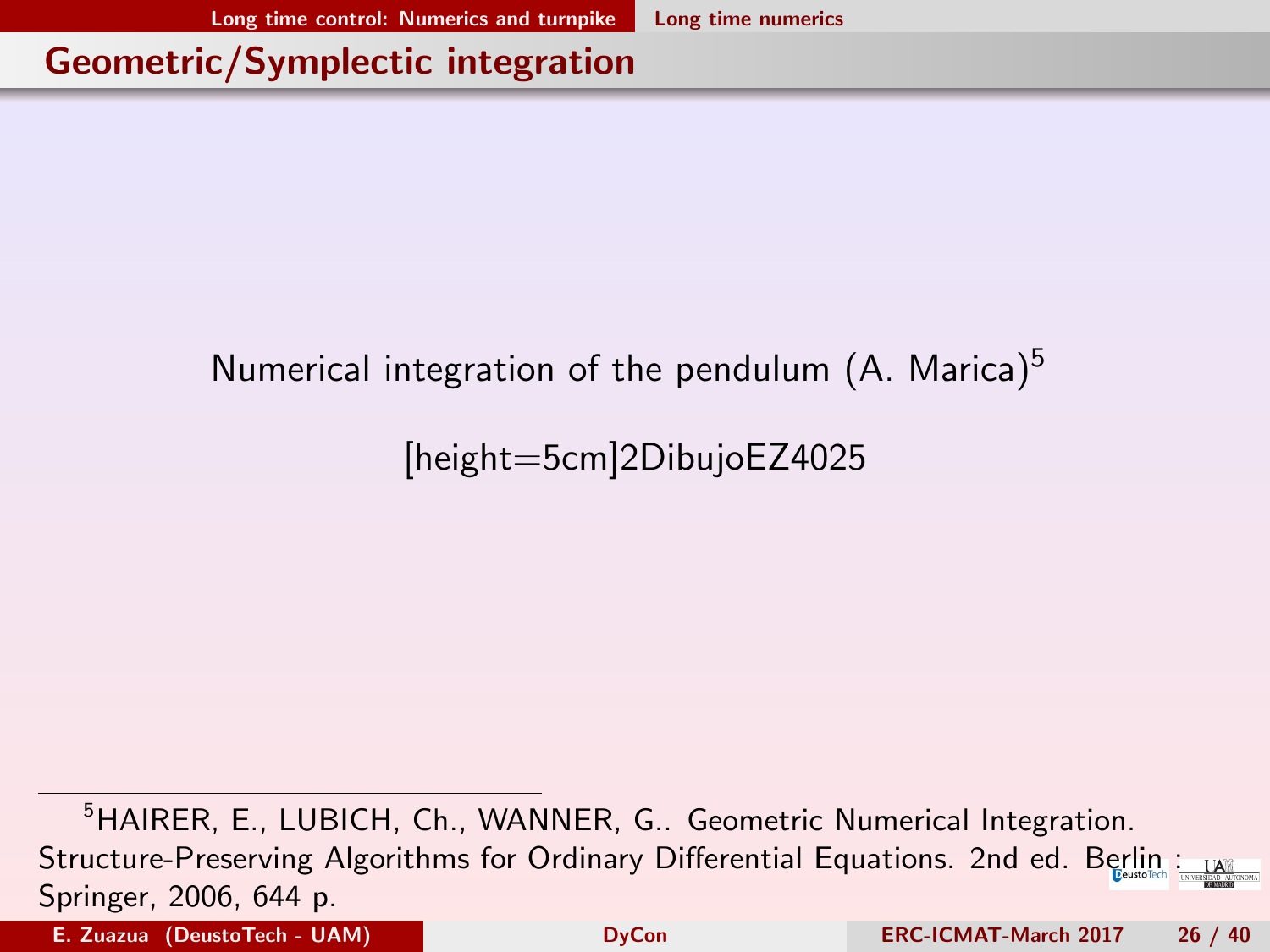## Geometric/Symplectic integration

Numerical integration of the pendulum (A. Marica)[5]

[height=5cm]2DibujoEZ4025

[5] HAIRER, E., LUBICH, Ch., WANNER, G.. Geometric Numerical Integration. Structure-Preserving Algorithms for Ordinary Differential Equations. 2nd ed. Berlin : Springer, 2006, 644 p.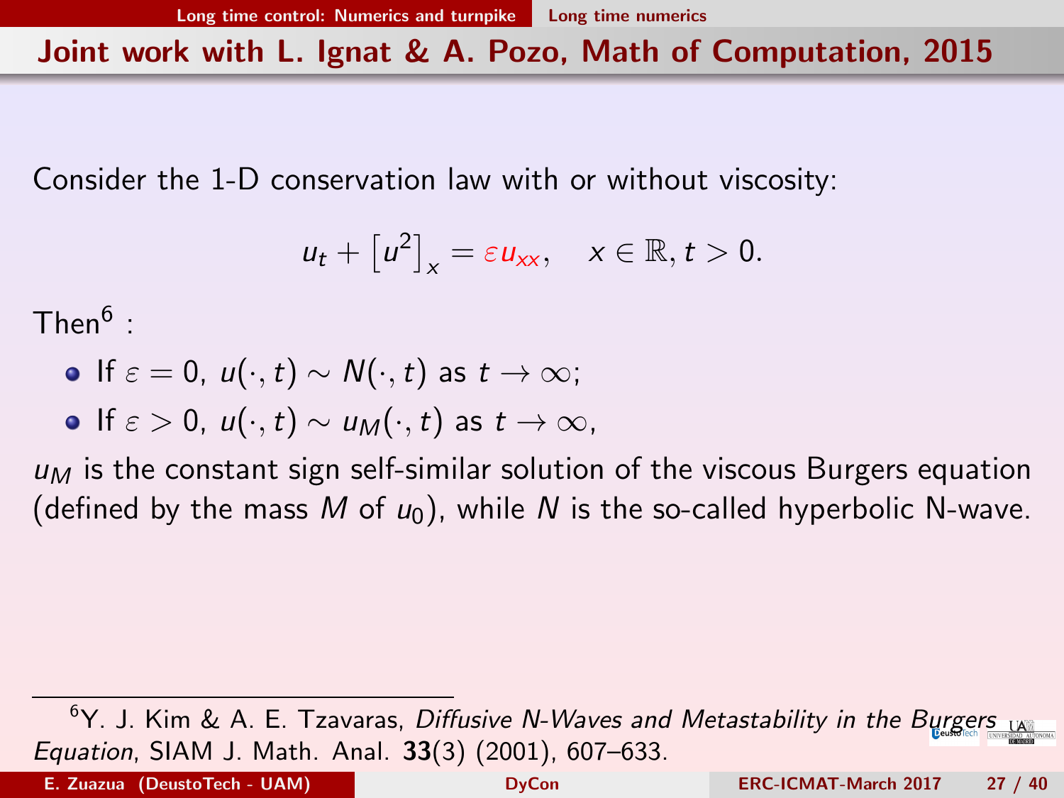## Joint work with L. Ignat & A. Pozo, Math of Computation, 2015

Consider the 1-D conservation law with or without viscosity:

$$u_t + \left[u^2\right]_x = \varepsilon u_{xx}, \quad x \in \mathbb{R}, t > 0.$$

Then[6] :

- If $\varepsilon = 0$, $u(\cdot, t) \sim N(\cdot, t)$ as $t \to \infty$;
- If $\varepsilon > 0$, $u(\cdot, t) \sim u_M(\cdot, t)$ as $t \to \infty$,

$u_M$ is the constant sign self-similar solution of the viscous Burgers equation (defined by the mass $M$ of $u_0$), while $N$ is the so-called hyperbolic N-wave.

---

[6] Y. J. Kim & A. E. Tzavaras, *Diffusive N-Waves and Metastability in the Burgers Equation*, SIAM J. Math. Anal. **33**(3) (2001), 607–633.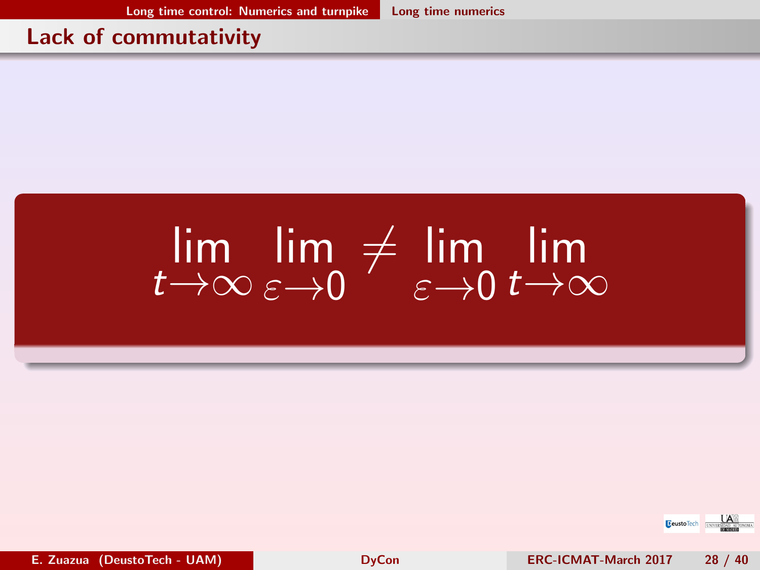## Lack of commutativity

$$\lim_{t\to\infty} \lim_{\varepsilon\to 0} \neq \lim_{\varepsilon\to 0} \lim_{t\to\infty}$$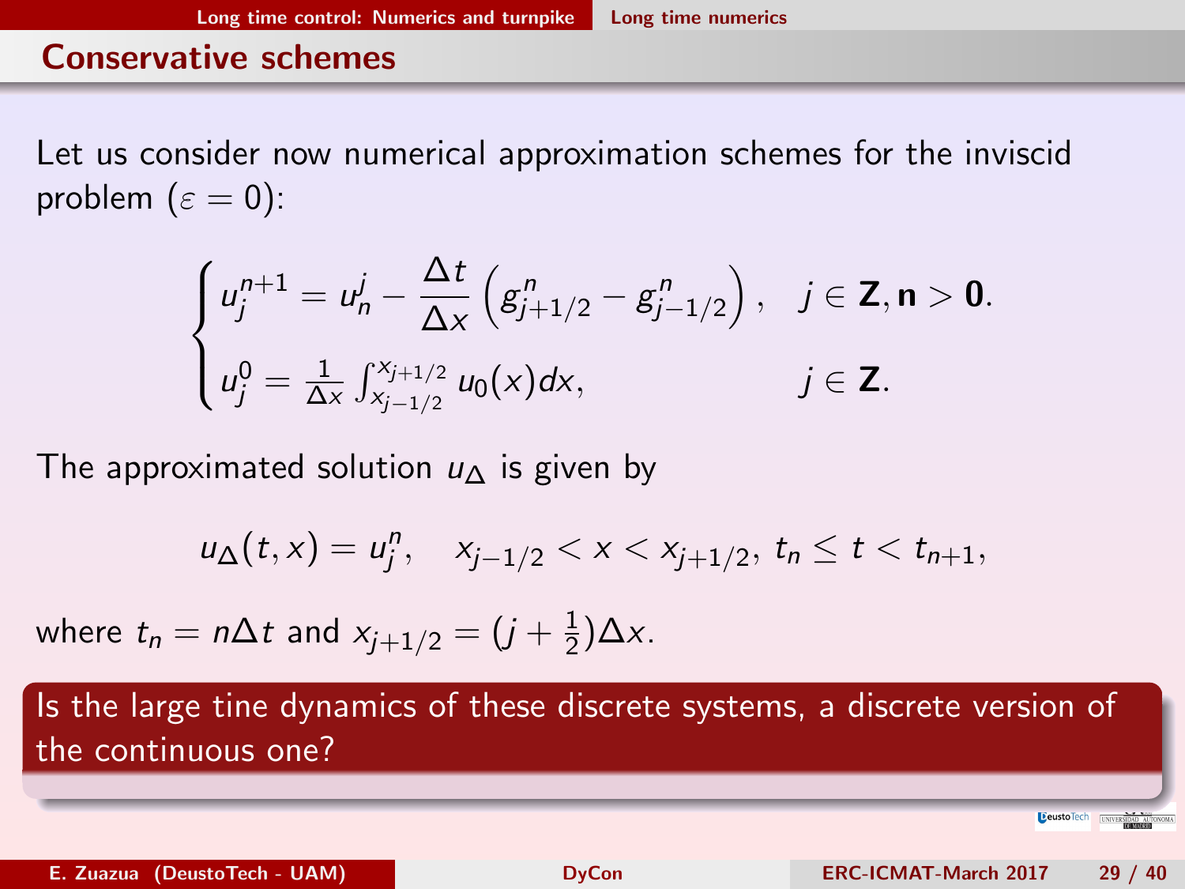## Conservative schemes

Let us consider now numerical approximation schemes for the inviscid problem ($\varepsilon = 0$):

$$
\begin{cases}
u_j^{n+1} = u_n^j - \dfrac{\Delta t}{\Delta x}\left(g_{j+1/2}^n - g_{j-1/2}^n\right), & j \in \mathbf{Z}, \mathbf{n} > \mathbf{0}. \\
u_j^0 = \frac{1}{\Delta x}\int_{x_{j-1/2}}^{x_{j+1/2}} u_0(x)dx, & j \in \mathbf{Z}.
\end{cases}
$$

The approximated solution $u_\Delta$ is given by

$$
u_\Delta(t,x) = u_j^n, \quad x_{j-1/2} < x < x_{j+1/2},\, t_n \le t < t_{n+1},
$$

where $t_n = n\Delta t$ and $x_{j+1/2} = (j + \frac{1}{2})\Delta x$.

**Is the large tine dynamics of these discrete systems, a discrete version of the continuous one?**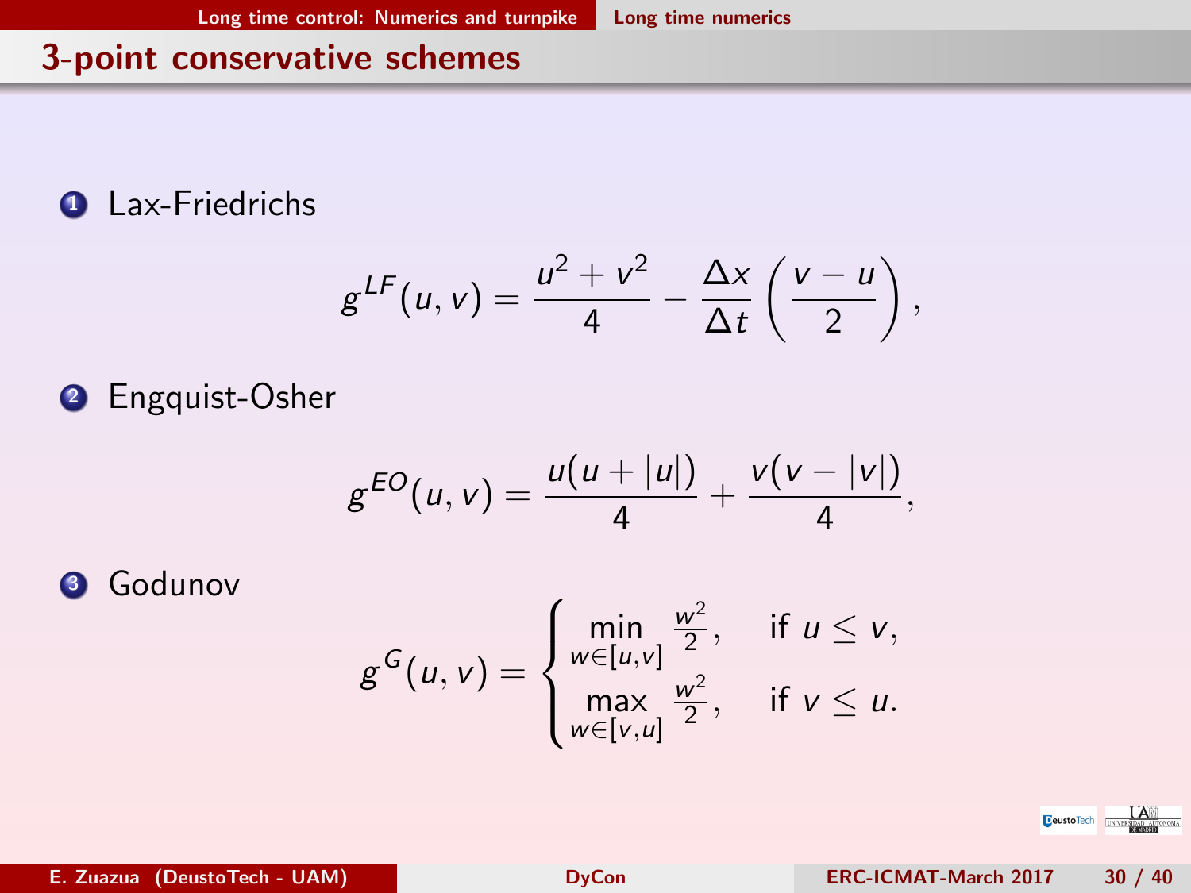## 3-point conservative schemes

1. Lax-Friedrichs

$$g^{LF}(u,v) = \frac{u^2+v^2}{4} - \frac{\Delta x}{\Delta t}\left(\frac{v-u}{2}\right),$$

2. Engquist-Osher

$$g^{EO}(u,v) = \frac{u(u+|u|)}{4} + \frac{v(v-|v|)}{4},$$

3. Godunov

$$g^{G}(u,v) = \begin{cases} \min\limits_{w\in[u,v]} \frac{w^2}{2}, & \text{if } u \leq v, \\ \max\limits_{w\in[v,u]} \frac{w^2}{2}, & \text{if } v \leq u. \end{cases}$$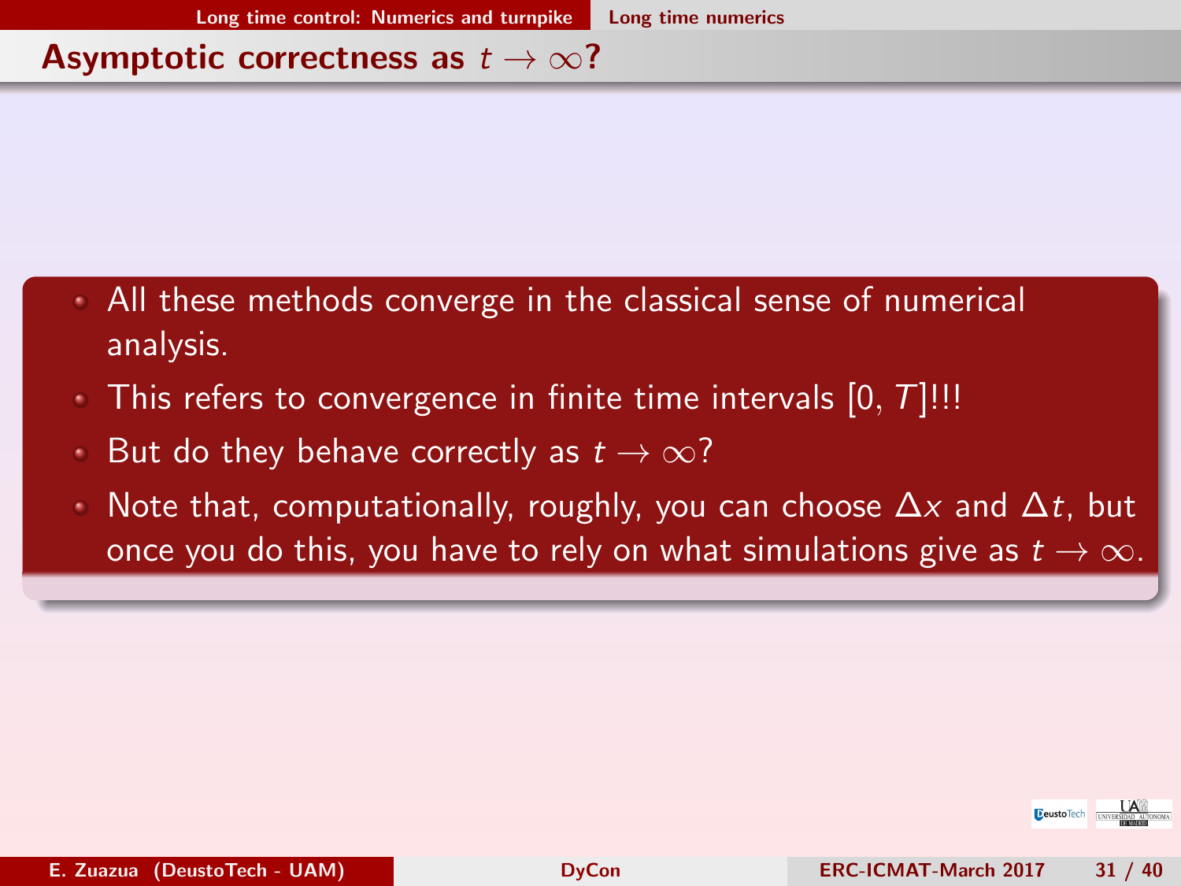## Asymptotic correctness as $t \to \infty$?

- All these methods converge in the classical sense of numerical analysis.
- This refers to convergence in finite time intervals $[0, T]$!!!
- But do they behave correctly as $t \to \infty$?
- Note that, computationally, roughly, you can choose $\Delta x$ and $\Delta t$, but once you do this, you have to rely on what simulations give as $t \to \infty$.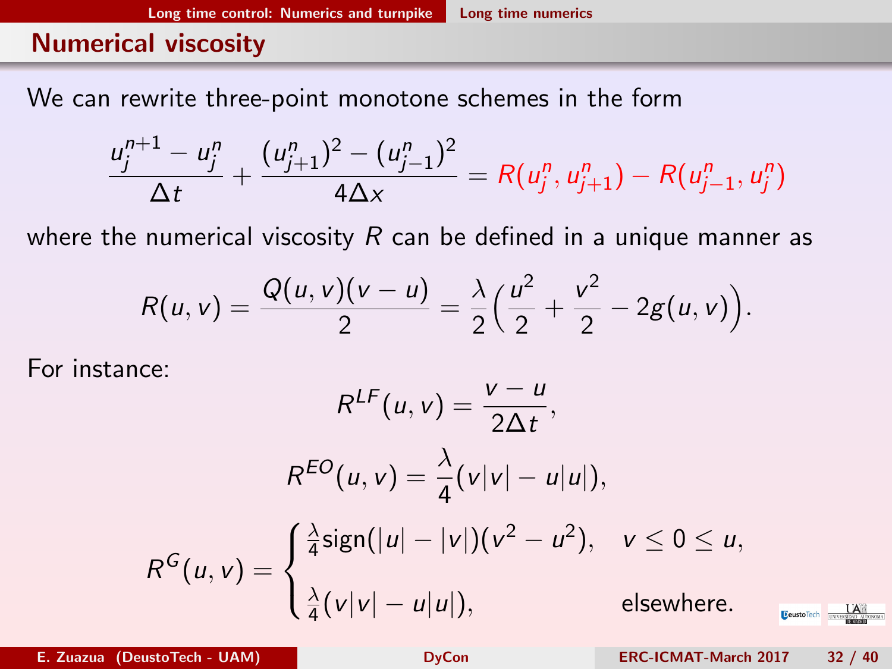## Numerical viscosity

We can rewrite three-point monotone schemes in the form

$$\frac{u_j^{n+1} - u_j^n}{\Delta t} + \frac{(u_{j+1}^n)^2 - (u_{j-1}^n)^2}{4\Delta x} = R(u_j^n, u_{j+1}^n) - R(u_{j-1}^n, u_j^n)$$

where the numerical viscosity $R$ can be defined in a unique manner as

$$R(u,v) = \frac{Q(u,v)(v-u)}{2} = \frac{\lambda}{2}\Big(\frac{u^2}{2} + \frac{v^2}{2} - 2g(u,v)\Big).$$

For instance:

$$R^{LF}(u,v) = \frac{v-u}{2\Delta t},$$

$$R^{EO}(u,v) = \frac{\lambda}{4}(v|v| - u|u|),$$

$$R^{G}(u,v) = \begin{cases} \frac{\lambda}{4}\text{sign}(|u| - |v|)(v^2 - u^2), & v \leq 0 \leq u, \\ \frac{\lambda}{4}(v|v| - u|u|), & \text{elsewhere.} \end{cases}$$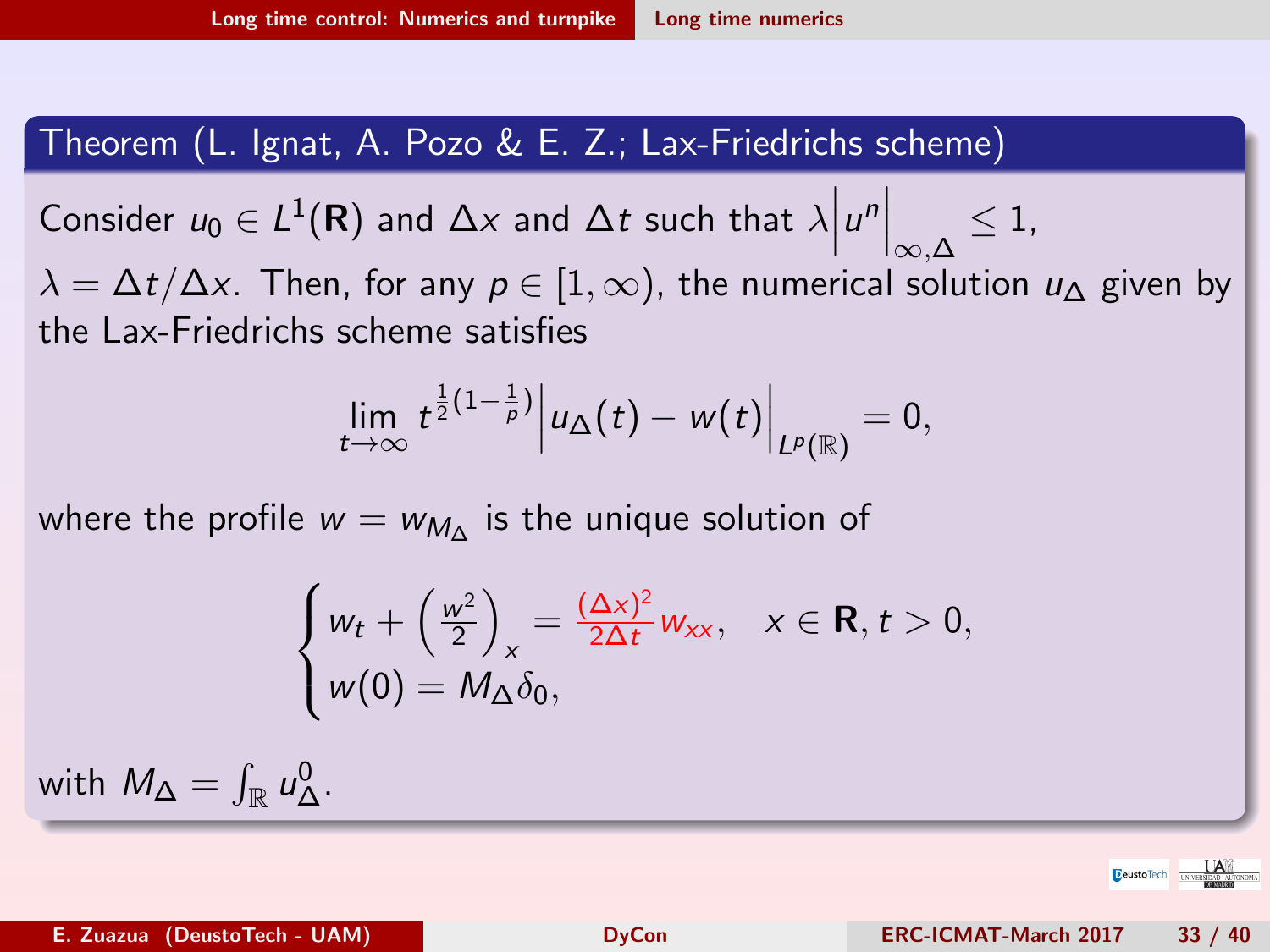## Theorem (L. Ignat, A. Pozo & E. Z.; Lax-Friedrichs scheme)

Consider $u_0 \in L^1(\mathbf{R})$ and $\Delta x$ and $\Delta t$ such that $\lambda \Big| u^n \Big|_{\infty,\Delta} \leq 1$, $\lambda = \Delta t / \Delta x$. Then, for any $p \in [1, \infty)$, the numerical solution $u_\Delta$ given by the Lax-Friedrichs scheme satisfies

$$\lim_{t \to \infty} t^{\frac{1}{2}(1-\frac{1}{p})} \Big| u_\Delta(t) - w(t) \Big|_{L^p(\mathbb{R})} = 0,$$

where the profile $w = w_{M_\Delta}$ is the unique solution of

$$\begin{cases} w_t + \left(\frac{w^2}{2}\right)_x = \frac{(\Delta x)^2}{2\Delta t} w_{xx}, & x \in \mathbf{R}, t > 0, \\ w(0) = M_\Delta \delta_0, \end{cases}$$

with $M_\Delta = \int_{\mathbb{R}} u_\Delta^0$.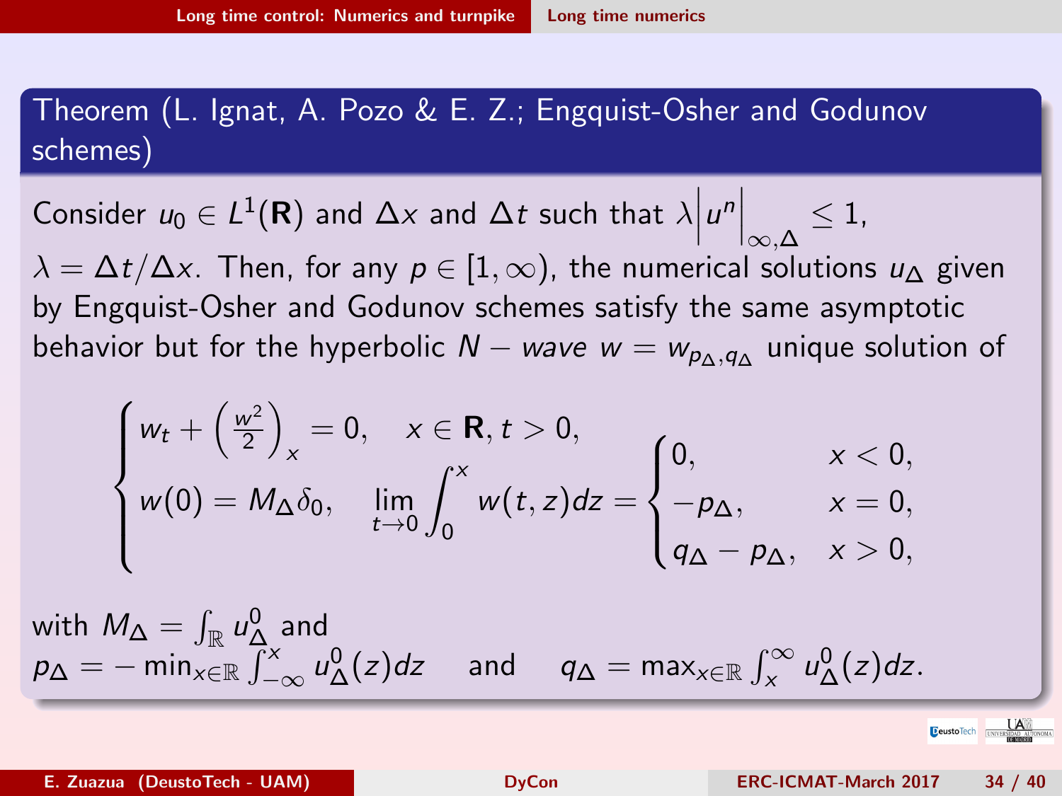**Theorem (L. Ignat, A. Pozo & E. Z.; Engquist-Osher and Godunov schemes)**

Consider $u_0 \in L^1(\mathbf{R})$ and $\Delta x$ and $\Delta t$ such that $\lambda \Big| u^n \Big|_{\infty,\Delta} \leq 1$, $\lambda = \Delta t / \Delta x$. Then, for any $p \in [1, \infty)$, the numerical solutions $u_\Delta$ given by Engquist-Osher and Godunov schemes satisfy the same asymptotic behavior but for the hyperbolic *$N -$ wave* $w = w_{p_\Delta, q_\Delta}$ unique solution of

$$
\begin{cases}
w_t + \left(\frac{w^2}{2}\right)_x = 0, \quad x \in \mathbf{R}, t > 0, \\
w(0) = M_\Delta \delta_0, \quad \lim\limits_{t \to 0} \displaystyle\int_0^x w(t,z)dz = \begin{cases} 0, & x < 0, \\ -p_\Delta, & x = 0, \\ q_\Delta - p_\Delta, & x > 0, \end{cases}
\end{cases}
$$

with $M_\Delta = \int_{\mathbb{R}} u_\Delta^0$ and
$p_\Delta = -\min_{x \in \mathbb{R}} \int_{-\infty}^x u_\Delta^0(z)dz \quad$ and $\quad q_\Delta = \max_{x \in \mathbb{R}} \int_x^\infty u_\Delta^0(z)dz.$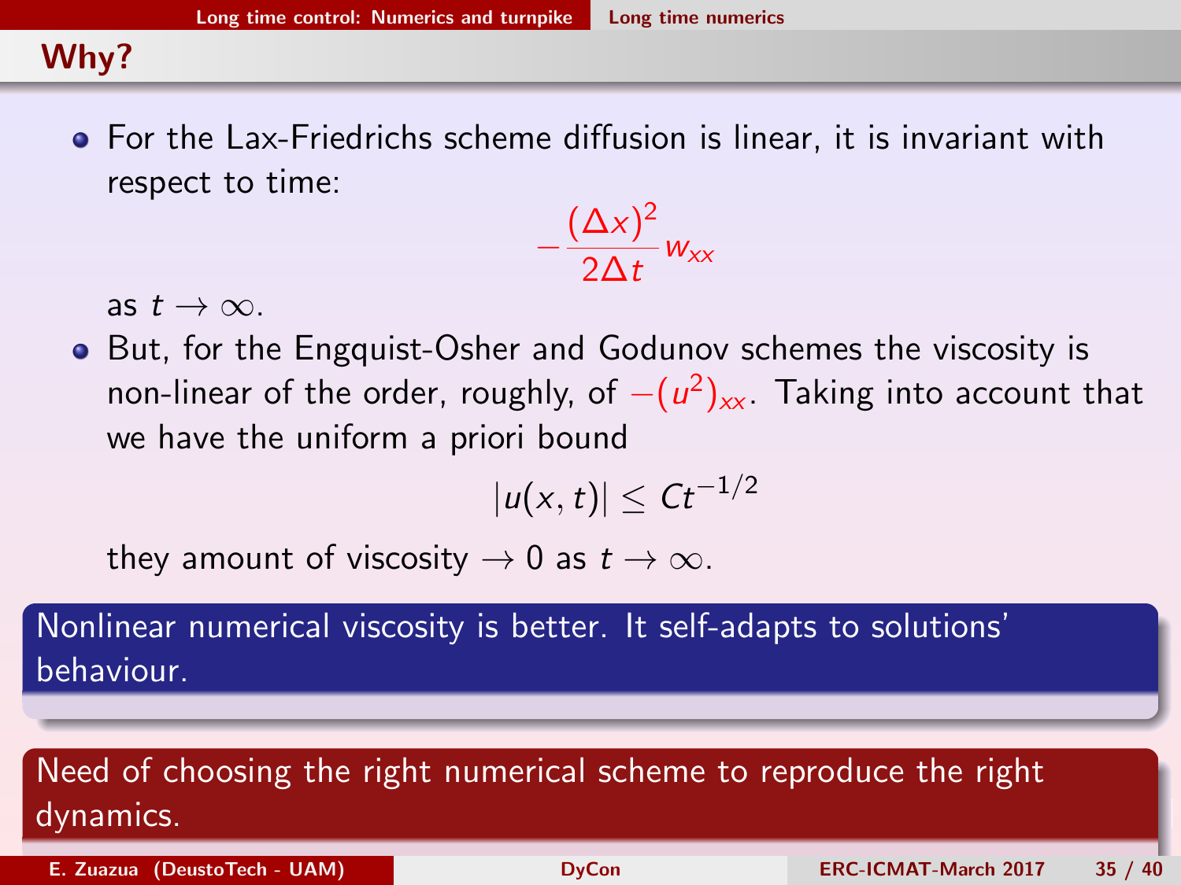## Why?

- For the Lax-Friedrichs scheme diffusion is linear, it is invariant with respect to time:

$$-\frac{(\Delta x)^2}{2\Delta t} w_{xx}$$

as $t \to \infty$.

- But, for the Engquist-Osher and Godunov schemes the viscosity is non-linear of the order, roughly, of $-(u^2)_{xx}$. Taking into account that we have the uniform a priori bound

$$|u(x,t)| \leq Ct^{-1/2}$$

they amount of viscosity $\to 0$ as $t \to \infty$.

**Nonlinear numerical viscosity is better. It self-adapts to solutions' behaviour.**

**Need of choosing the right numerical scheme to reproduce the right dynamics.**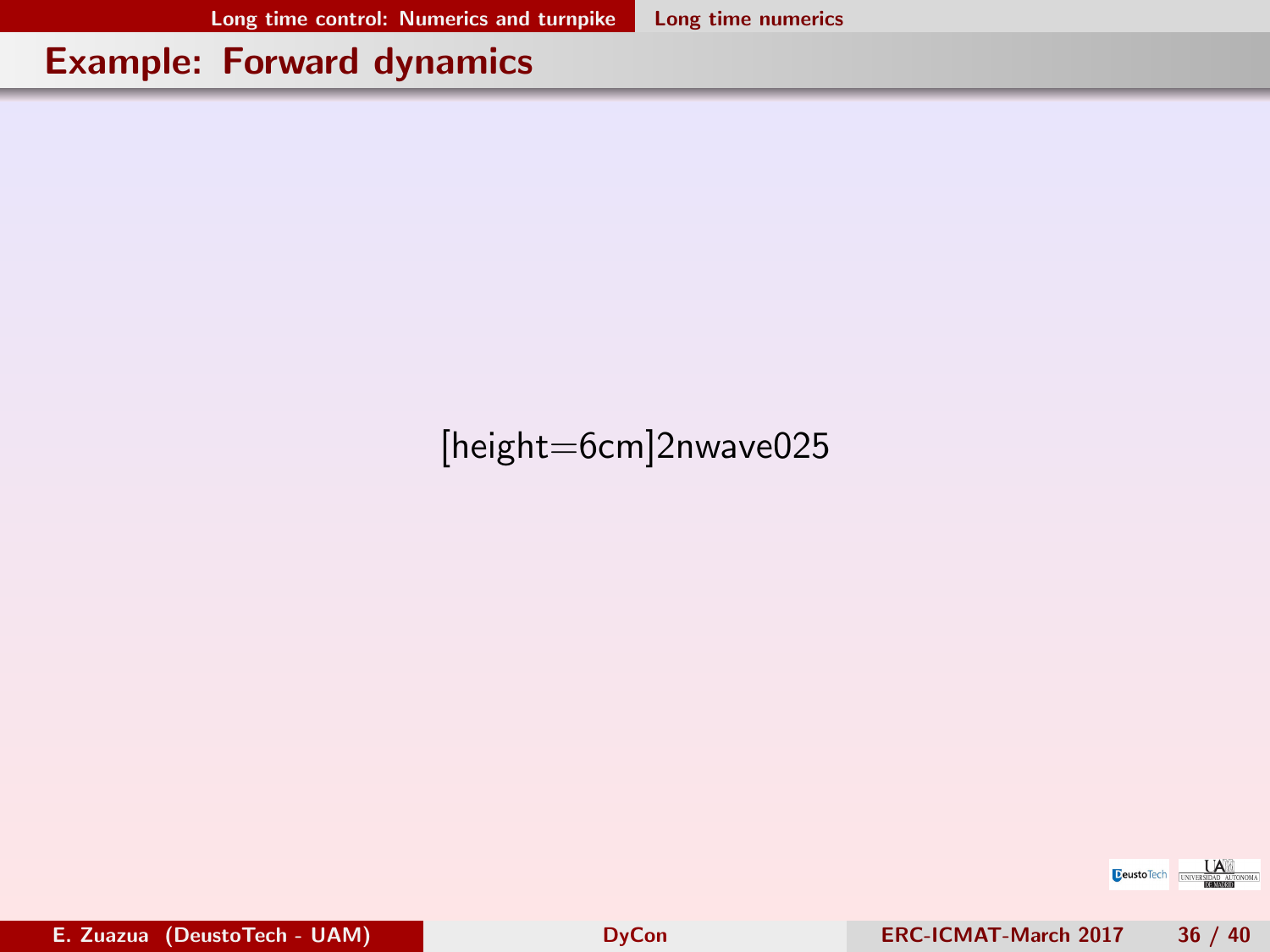## Example: Forward dynamics

[height=6cm]2nwave025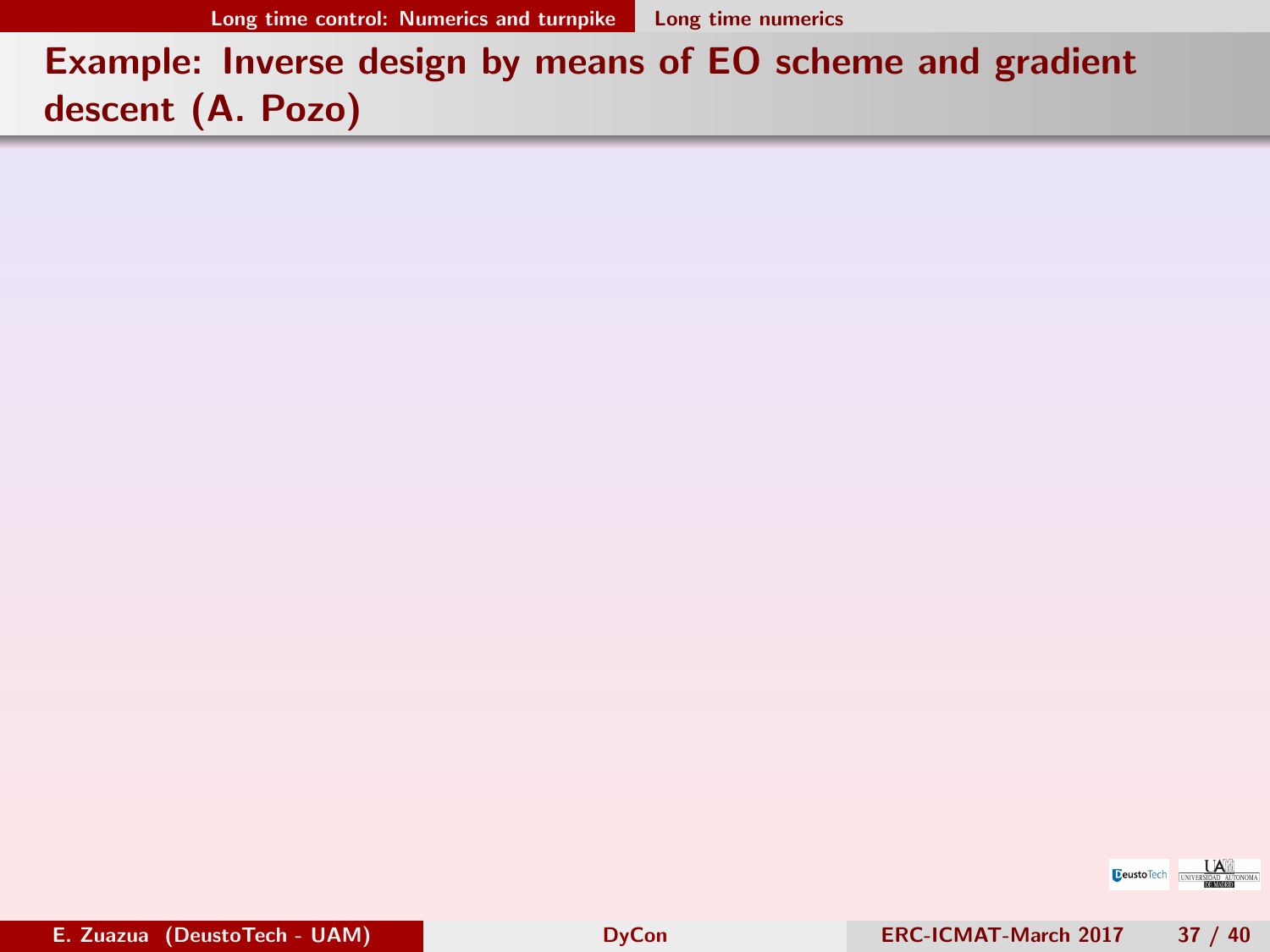# Example: Inverse design by means of EO scheme and gradient descent (A. Pozo)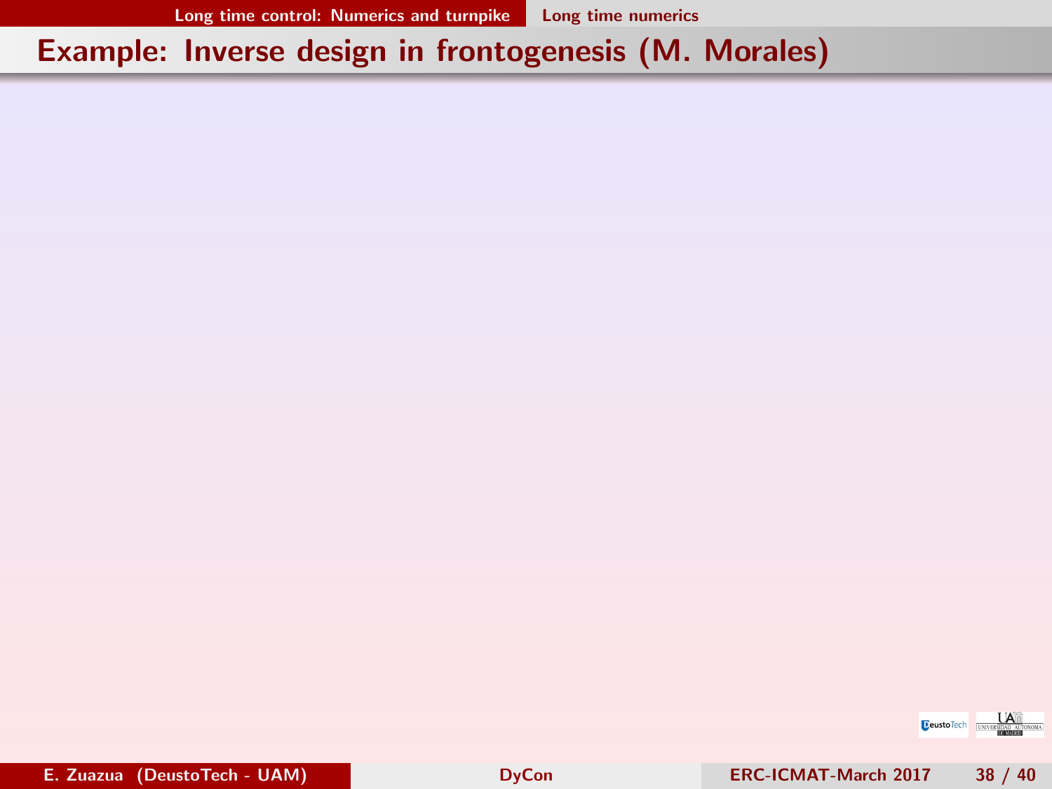# Example: Inverse design in frontogenesis (M. Morales)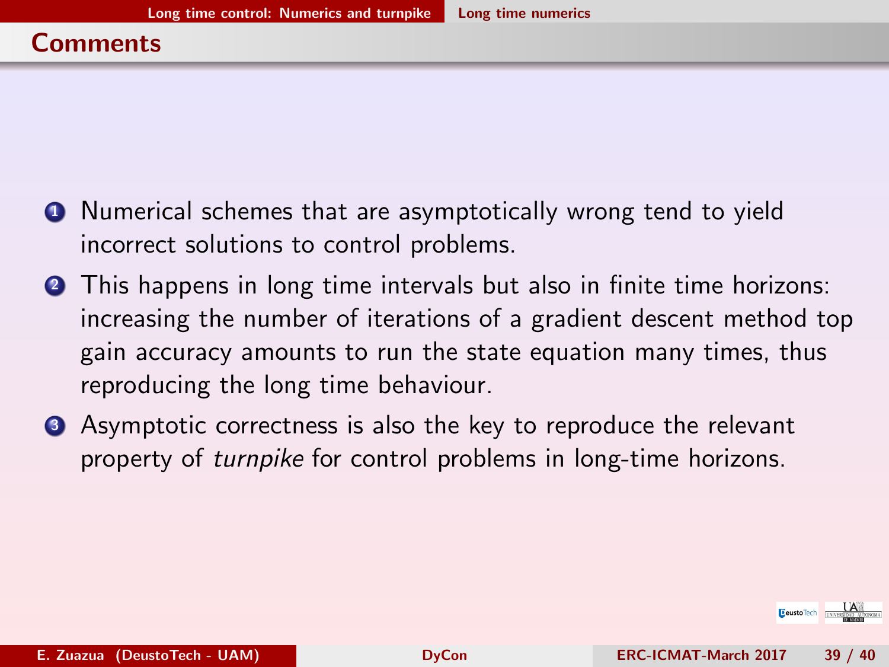## Comments

1. Numerical schemes that are asymptotically wrong tend to yield incorrect solutions to control problems.
2. This happens in long time intervals but also in finite time horizons: increasing the number of iterations of a gradient descent method top gain accuracy amounts to run the state equation many times, thus reproducing the long time behaviour.
3. Asymptotic correctness is also the key to reproduce the relevant property of *turnpike* for control problems in long-time horizons.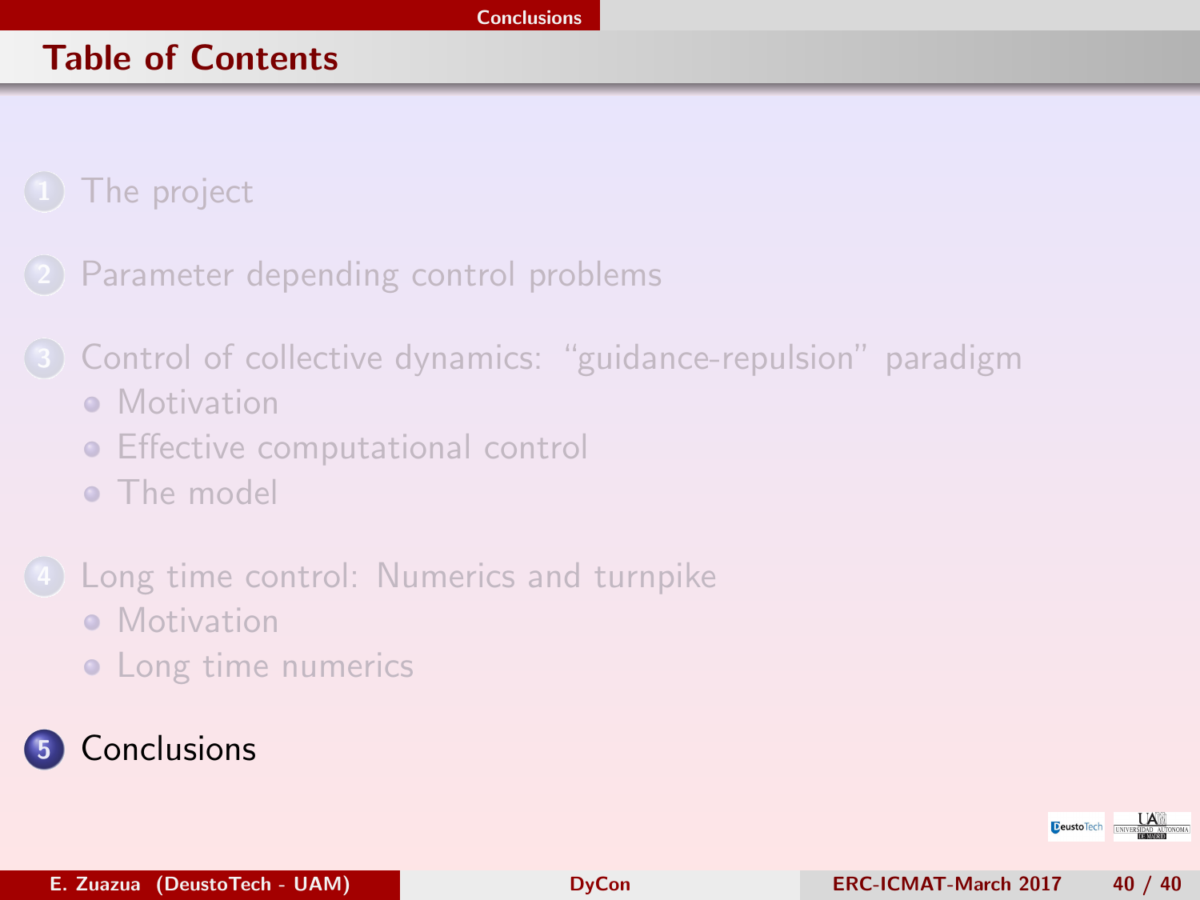## Table of Contents

1. The project
2. Parameter depending control problems
3. Control of collective dynamics: "guidance-repulsion" paradigm
   - Motivation
   - Effective computational control
   - The model
4. Long time control: Numerics and turnpike
   - Motivation
   - Long time numerics
5. Conclusions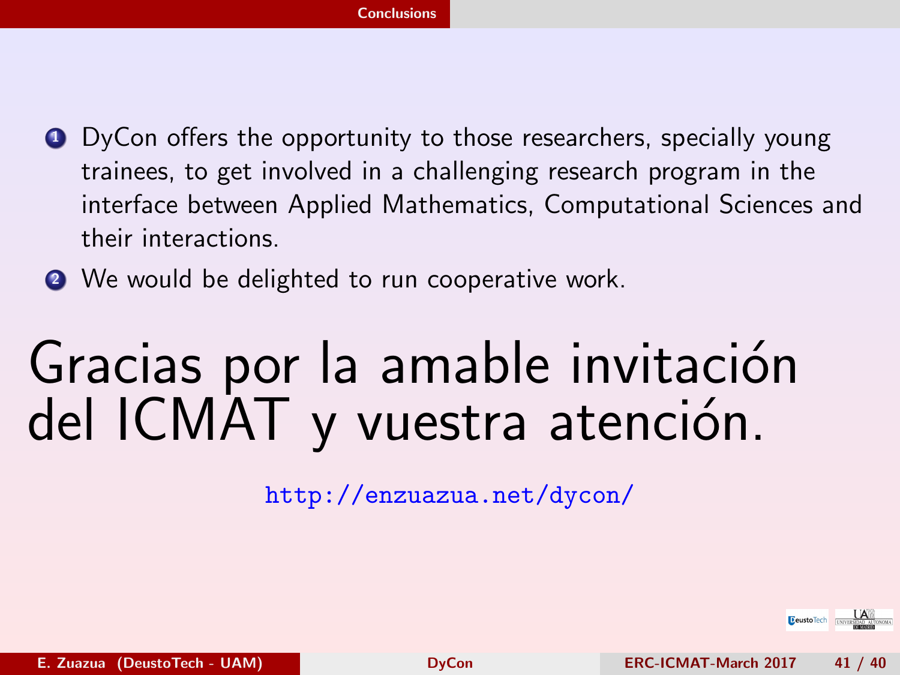1. DyCon offers the opportunity to those researchers, specially young trainees, to get involved in a challenging research program in the interface between Applied Mathematics, Computational Sciences and their interactions.
2. We would be delighted to run cooperative work.

# Gracias por la amable invitación del ICMAT y vuestra atención.

http://enzuazua.net/dycon/